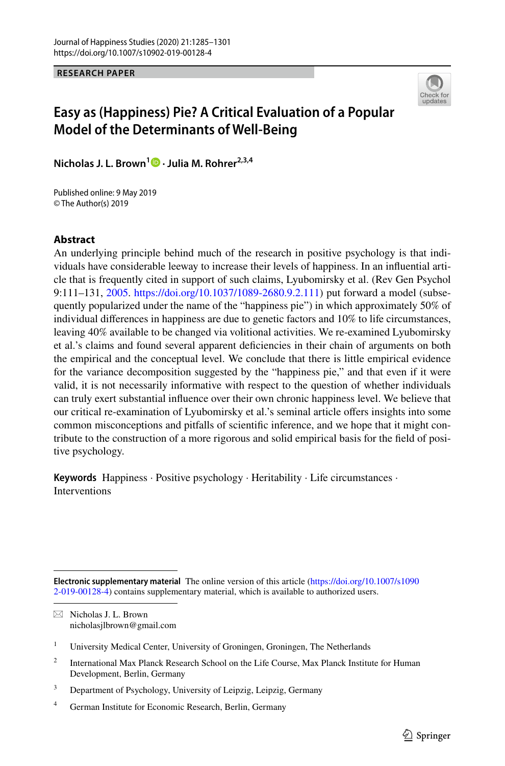RESEARCH PAPER

# Easy as (Happiness) Pie? A Critical Evaluation of a Popular Model of the Determinants of Well-Being

**Nicholas J. L. Brown**[1] · **Julia M. Rohrer**[2,3,4]

Published online: 9 May 2019
© The Author(s) 2019

## Abstract

An underlying principle behind much of the research in positive psychology is that individuals have considerable leeway to increase their levels of happiness. In an influential article that is frequently cited in support of such claims, Lyubomirsky et al. (Rev Gen Psychol 9:111–131, 2005. https://doi.org/10.1037/1089-2680.9.2.111) put forward a model (subsequently popularized under the name of the "happiness pie") in which approximately 50% of individual differences in happiness are due to genetic factors and 10% to life circumstances, leaving 40% available to be changed via volitional activities. We re-examined Lyubomirsky et al.'s claims and found several apparent deficiencies in their chain of arguments on both the empirical and the conceptual level. We conclude that there is little empirical evidence for the variance decomposition suggested by the "happiness pie," and that even if it were valid, it is not necessarily informative with respect to the question of whether individuals can truly exert substantial influence over their own chronic happiness level. We believe that our critical re-examination of Lyubomirsky et al.'s seminal article offers insights into some common misconceptions and pitfalls of scientific inference, and we hope that it might contribute to the construction of a more rigorous and solid empirical basis for the field of positive psychology.

**Keywords** Happiness · Positive psychology · Heritability · Life circumstances · Interventions

---

**Electronic supplementary material** The online version of this article (https://doi.org/10.1007/s10902-019-00128-4) contains supplementary material, which is available to authorized users.

✉ Nicholas J. L. Brown
nicholasjlbrown@gmail.com

[1] University Medical Center, University of Groningen, Groningen, The Netherlands

[2] International Max Planck Research School on the Life Course, Max Planck Institute for Human Development, Berlin, Germany

[3] Department of Psychology, University of Leipzig, Leipzig, Germany

[4] German Institute for Economic Research, Berlin, Germany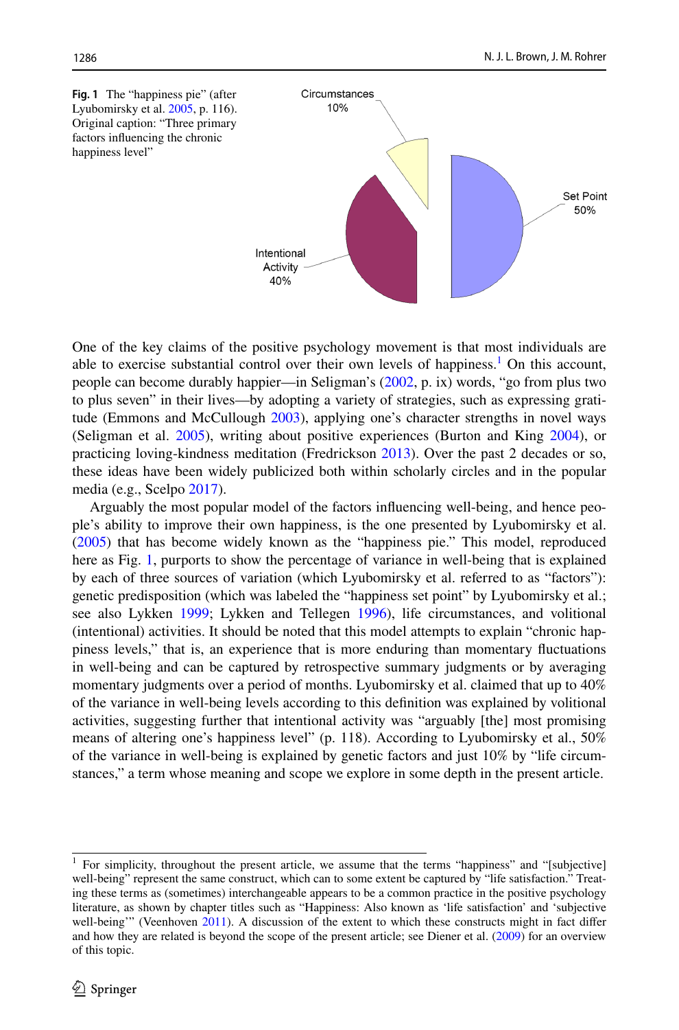**Fig. 1** The "happiness pie" (after Lyubomirsky et al. 2005, p. 116). Original caption: "Three primary factors influencing the chronic happiness level"

Circumstances 10%

Set Point 50%

Intentional Activity 40%

One of the key claims of the positive psychology movement is that most individuals are able to exercise substantial control over their own levels of happiness.[1] On this account, people can become durably happier—in Seligman's (2002, p. ix) words, "go from plus two to plus seven" in their lives—by adopting a variety of strategies, such as expressing gratitude (Emmons and McCullough 2003), applying one's character strengths in novel ways (Seligman et al. 2005), writing about positive experiences (Burton and King 2004), or practicing loving-kindness meditation (Fredrickson 2013). Over the past 2 decades or so, these ideas have been widely publicized both within scholarly circles and in the popular media (e.g., Scelpo 2017).

Arguably the most popular model of the factors influencing well-being, and hence people's ability to improve their own happiness, is the one presented by Lyubomirsky et al. (2005) that has become widely known as the "happiness pie." This model, reproduced here as Fig. 1, purports to show the percentage of variance in well-being that is explained by each of three sources of variation (which Lyubomirsky et al. referred to as "factors"): genetic predisposition (which was labeled the "happiness set point" by Lyubomirsky et al.; see also Lykken 1999; Lykken and Tellegen 1996), life circumstances, and volitional (intentional) activities. It should be noted that this model attempts to explain "chronic happiness levels," that is, an experience that is more enduring than momentary fluctuations in well-being and can be captured by retrospective summary judgments or by averaging momentary judgments over a period of months. Lyubomirsky et al. claimed that up to 40% of the variance in well-being levels according to this definition was explained by volitional activities, suggesting further that intentional activity was "arguably [the] most promising means of altering one's happiness level" (p. 118). According to Lyubomirsky et al., 50% of the variance in well-being is explained by genetic factors and just 10% by "life circumstances," a term whose meaning and scope we explore in some depth in the present article.

[1] For simplicity, throughout the present article, we assume that the terms "happiness" and "[subjective] well-being" represent the same construct, which can to some extent be captured by "life satisfaction." Treating these terms as (sometimes) interchangeable appears to be a common practice in the positive psychology literature, as shown by chapter titles such as "Happiness: Also known as 'life satisfaction' and 'subjective well-being'" (Veenhoven 2011). A discussion of the extent to which these constructs might in fact differ and how they are related is beyond the scope of the present article; see Diener et al. (2009) for an overview of this topic.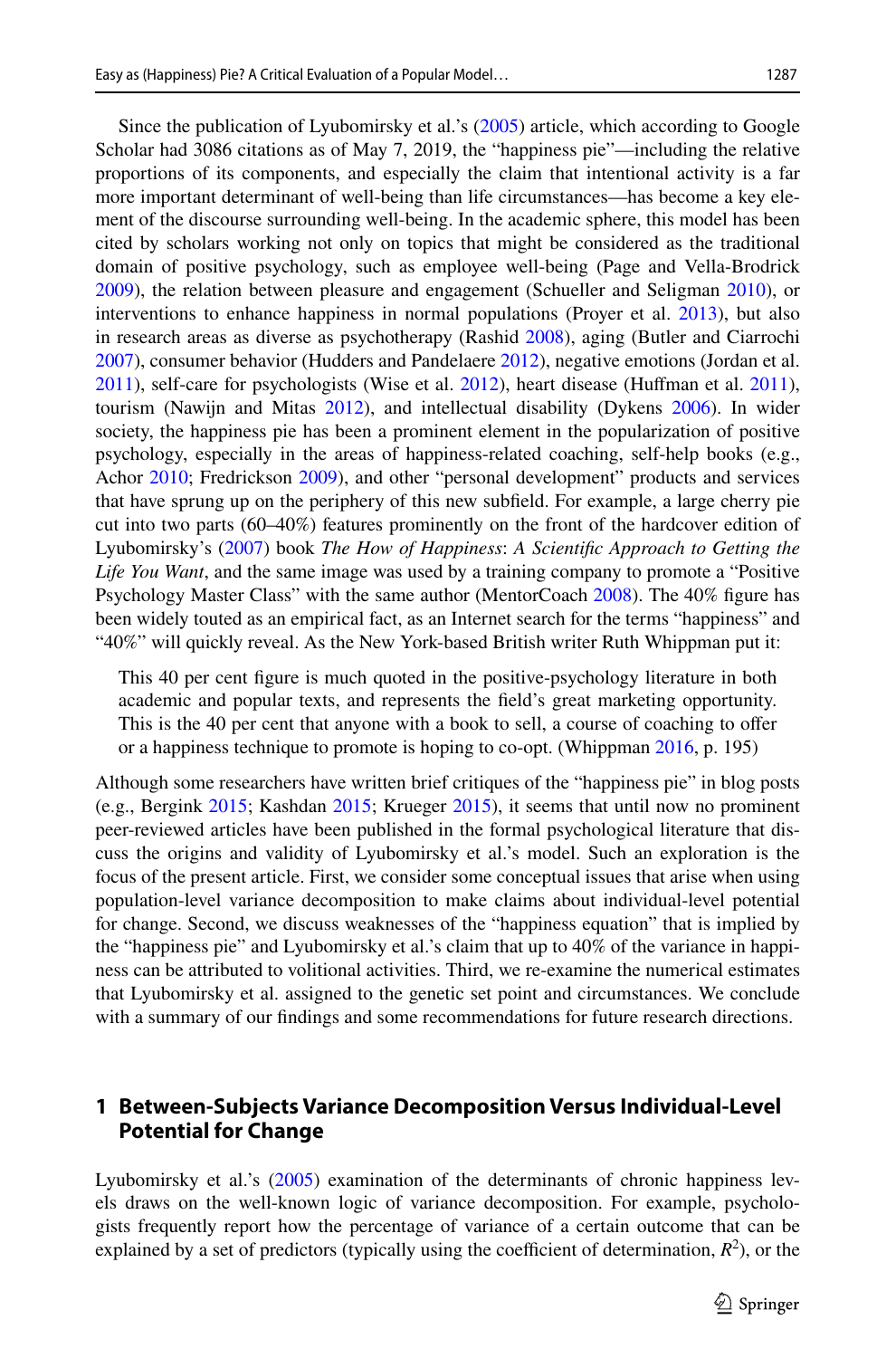Since the publication of Lyubomirsky et al.'s (2005) article, which according to Google Scholar had 3086 citations as of May 7, 2019, the "happiness pie"—including the relative proportions of its components, and especially the claim that intentional activity is a far more important determinant of well-being than life circumstances—has become a key element of the discourse surrounding well-being. In the academic sphere, this model has been cited by scholars working not only on topics that might be considered as the traditional domain of positive psychology, such as employee well-being (Page and Vella-Brodrick 2009), the relation between pleasure and engagement (Schueller and Seligman 2010), or interventions to enhance happiness in normal populations (Proyer et al. 2013), but also in research areas as diverse as psychotherapy (Rashid 2008), aging (Butler and Ciarrochi 2007), consumer behavior (Hudders and Pandelaere 2012), negative emotions (Jordan et al. 2011), self-care for psychologists (Wise et al. 2012), heart disease (Huffman et al. 2011), tourism (Nawijn and Mitas 2012), and intellectual disability (Dykens 2006). In wider society, the happiness pie has been a prominent element in the popularization of positive psychology, especially in the areas of happiness-related coaching, self-help books (e.g., Achor 2010; Fredrickson 2009), and other "personal development" products and services that have sprung up on the periphery of this new subfield. For example, a large cherry pie cut into two parts (60–40%) features prominently on the front of the hardcover edition of Lyubomirsky's (2007) book *The How of Happiness*: *A Scientific Approach to Getting the Life You Want*, and the same image was used by a training company to promote a "Positive Psychology Master Class" with the same author (MentorCoach 2008). The 40% figure has been widely touted as an empirical fact, as an Internet search for the terms "happiness" and "40%" will quickly reveal. As the New York-based British writer Ruth Whippman put it:

> This 40 per cent figure is much quoted in the positive-psychology literature in both academic and popular texts, and represents the field's great marketing opportunity. This is the 40 per cent that anyone with a book to sell, a course of coaching to offer or a happiness technique to promote is hoping to co-opt. (Whippman 2016, p. 195)

Although some researchers have written brief critiques of the "happiness pie" in blog posts (e.g., Bergink 2015; Kashdan 2015; Krueger 2015), it seems that until now no prominent peer-reviewed articles have been published in the formal psychological literature that discuss the origins and validity of Lyubomirsky et al.'s model. Such an exploration is the focus of the present article. First, we consider some conceptual issues that arise when using population-level variance decomposition to make claims about individual-level potential for change. Second, we discuss weaknesses of the "happiness equation" that is implied by the "happiness pie" and Lyubomirsky et al.'s claim that up to 40% of the variance in happiness can be attributed to volitional activities. Third, we re-examine the numerical estimates that Lyubomirsky et al. assigned to the genetic set point and circumstances. We conclude with a summary of our findings and some recommendations for future research directions.

## 1 Between-Subjects Variance Decomposition Versus Individual-Level Potential for Change

Lyubomirsky et al.'s (2005) examination of the determinants of chronic happiness levels draws on the well-known logic of variance decomposition. For example, psychologists frequently report how the percentage of variance of a certain outcome that can be explained by a set of predictors (typically using the coefficient of determination, $R^2$), or the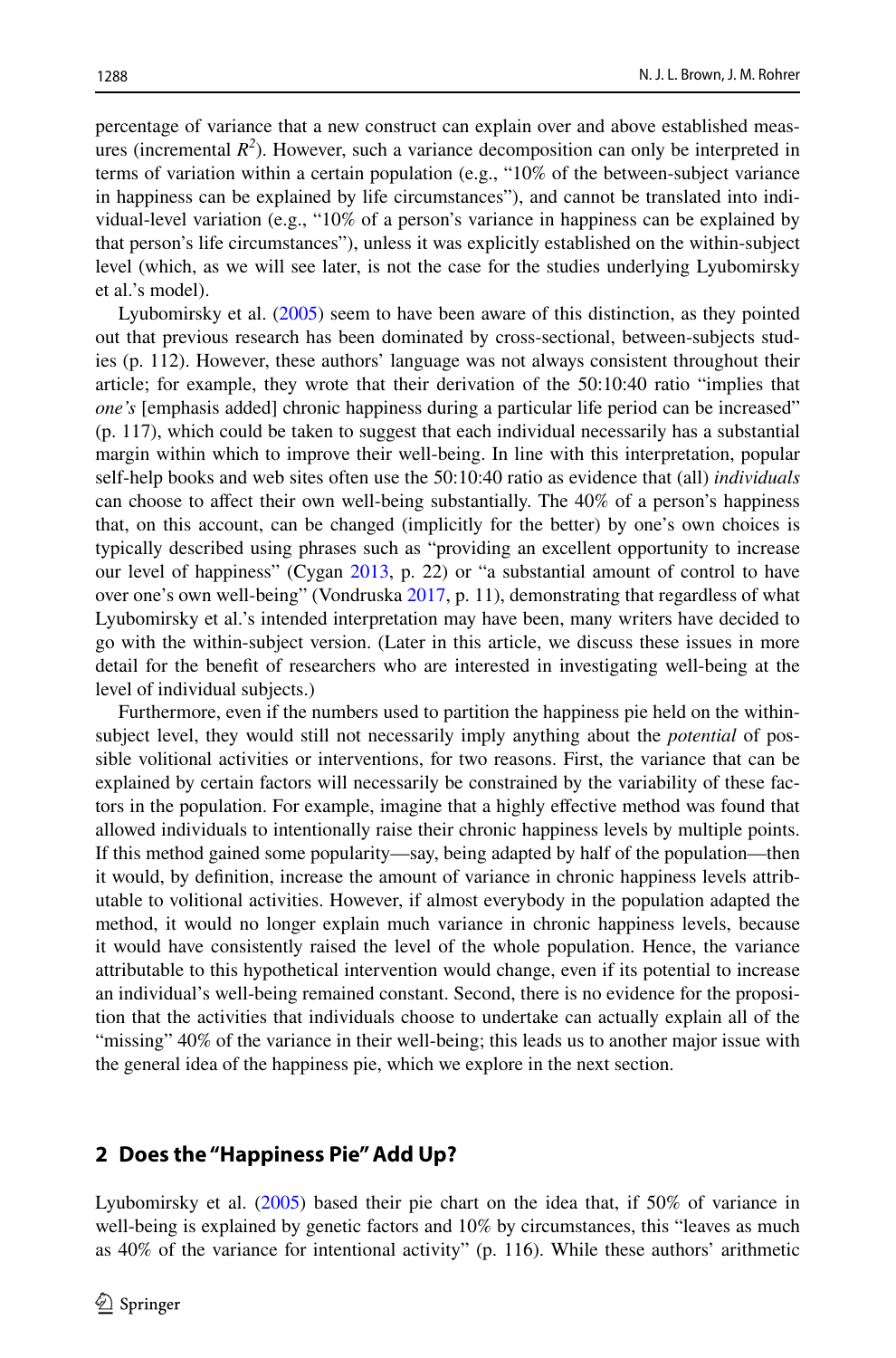percentage of variance that a new construct can explain over and above established measures (incremental $R^2$). However, such a variance decomposition can only be interpreted in terms of variation within a certain population (e.g., "10% of the between-subject variance in happiness can be explained by life circumstances"), and cannot be translated into individual-level variation (e.g., "10% of a person's variance in happiness can be explained by that person's life circumstances"), unless it was explicitly established on the within-subject level (which, as we will see later, is not the case for the studies underlying Lyubomirsky et al.'s model).

Lyubomirsky et al. (2005) seem to have been aware of this distinction, as they pointed out that previous research has been dominated by cross-sectional, between-subjects studies (p. 112). However, these authors' language was not always consistent throughout their article; for example, they wrote that their derivation of the 50:10:40 ratio "implies that *one's* [emphasis added] chronic happiness during a particular life period can be increased" (p. 117), which could be taken to suggest that each individual necessarily has a substantial margin within which to improve their well-being. In line with this interpretation, popular self-help books and web sites often use the 50:10:40 ratio as evidence that (all) *individuals* can choose to affect their own well-being substantially. The 40% of a person's happiness that, on this account, can be changed (implicitly for the better) by one's own choices is typically described using phrases such as "providing an excellent opportunity to increase our level of happiness" (Cygan 2013, p. 22) or "a substantial amount of control to have over one's own well-being" (Vondruska 2017, p. 11), demonstrating that regardless of what Lyubomirsky et al.'s intended interpretation may have been, many writers have decided to go with the within-subject version. (Later in this article, we discuss these issues in more detail for the benefit of researchers who are interested in investigating well-being at the level of individual subjects.)

Furthermore, even if the numbers used to partition the happiness pie held on the within-subject level, they would still not necessarily imply anything about the *potential* of possible volitional activities or interventions, for two reasons. First, the variance that can be explained by certain factors will necessarily be constrained by the variability of these factors in the population. For example, imagine that a highly effective method was found that allowed individuals to intentionally raise their chronic happiness levels by multiple points. If this method gained some popularity—say, being adapted by half of the population—then it would, by definition, increase the amount of variance in chronic happiness levels attributable to volitional activities. However, if almost everybody in the population adapted the method, it would no longer explain much variance in chronic happiness levels, because it would have consistently raised the level of the whole population. Hence, the variance attributable to this hypothetical intervention would change, even if its potential to increase an individual's well-being remained constant. Second, there is no evidence for the proposition that the activities that individuals choose to undertake can actually explain all of the "missing" 40% of the variance in their well-being; this leads us to another major issue with the general idea of the happiness pie, which we explore in the next section.

## 2 Does the "Happiness Pie" Add Up?

Lyubomirsky et al. (2005) based their pie chart on the idea that, if 50% of variance in well-being is explained by genetic factors and 10% by circumstances, this "leaves as much as 40% of the variance for intentional activity" (p. 116). While these authors' arithmetic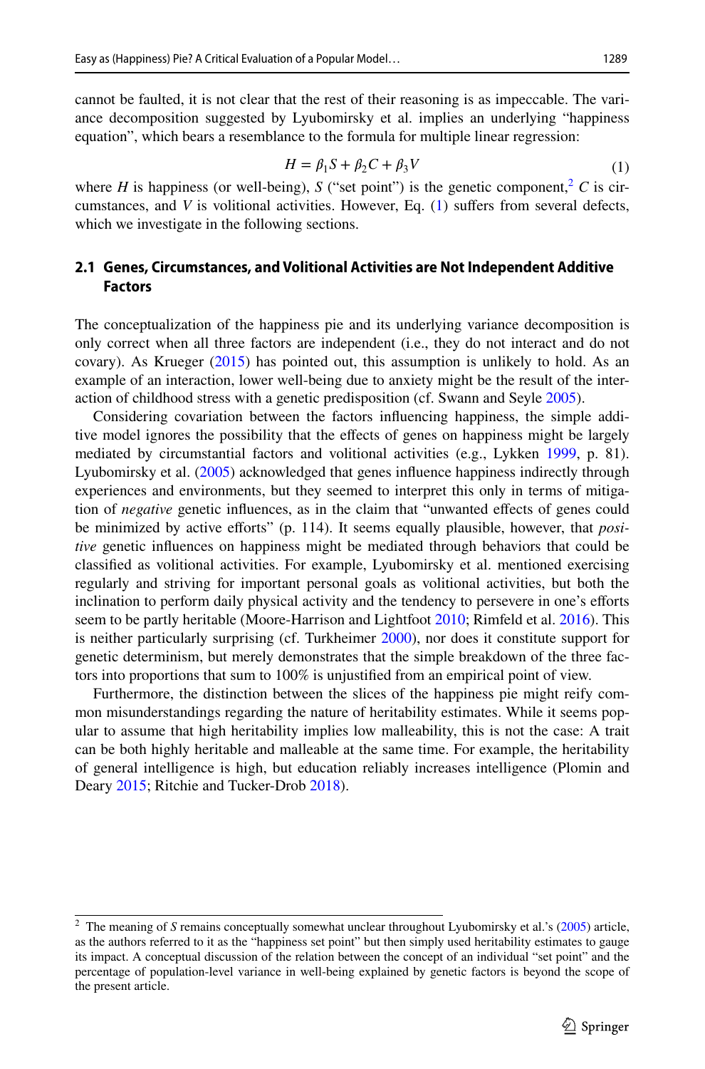cannot be faulted, it is not clear that the rest of their reasoning is as impeccable. The variance decomposition suggested by Lyubomirsky et al. implies an underlying "happiness equation", which bears a resemblance to the formula for multiple linear regression:

$$H = \beta_1 S + \beta_2 C + \beta_3 V \tag{1}$$

where $H$ is happiness (or well-being), $S$ ("set point") is the genetic component,[2] $C$ is circumstances, and $V$ is volitional activities. However, Eq. (1) suffers from several defects, which we investigate in the following sections.

### 2.1 Genes, Circumstances, and Volitional Activities are Not Independent Additive Factors

The conceptualization of the happiness pie and its underlying variance decomposition is only correct when all three factors are independent (i.e., they do not interact and do not covary). As Krueger (2015) has pointed out, this assumption is unlikely to hold. As an example of an interaction, lower well-being due to anxiety might be the result of the interaction of childhood stress with a genetic predisposition (cf. Swann and Seyle 2005).

Considering covariation between the factors influencing happiness, the simple additive model ignores the possibility that the effects of genes on happiness might be largely mediated by circumstantial factors and volitional activities (e.g., Lykken 1999, p. 81). Lyubomirsky et al. (2005) acknowledged that genes influence happiness indirectly through experiences and environments, but they seemed to interpret this only in terms of mitigation of *negative* genetic influences, as in the claim that "unwanted effects of genes could be minimized by active efforts" (p. 114). It seems equally plausible, however, that *positive* genetic influences on happiness might be mediated through behaviors that could be classified as volitional activities. For example, Lyubomirsky et al. mentioned exercising regularly and striving for important personal goals as volitional activities, but both the inclination to perform daily physical activity and the tendency to persevere in one's efforts seem to be partly heritable (Moore-Harrison and Lightfoot 2010; Rimfeld et al. 2016). This is neither particularly surprising (cf. Turkheimer 2000), nor does it constitute support for genetic determinism, but merely demonstrates that the simple breakdown of the three factors into proportions that sum to 100% is unjustified from an empirical point of view.

Furthermore, the distinction between the slices of the happiness pie might reify common misunderstandings regarding the nature of heritability estimates. While it seems popular to assume that high heritability implies low malleability, this is not the case: A trait can be both highly heritable and malleable at the same time. For example, the heritability of general intelligence is high, but education reliably increases intelligence (Plomin and Deary 2015; Ritchie and Tucker-Drob 2018).

---

[2] The meaning of $S$ remains conceptually somewhat unclear throughout Lyubomirsky et al.'s (2005) article, as the authors referred to it as the "happiness set point" but then simply used heritability estimates to gauge its impact. A conceptual discussion of the relation between the concept of an individual "set point" and the percentage of population-level variance in well-being explained by genetic factors is beyond the scope of the present article.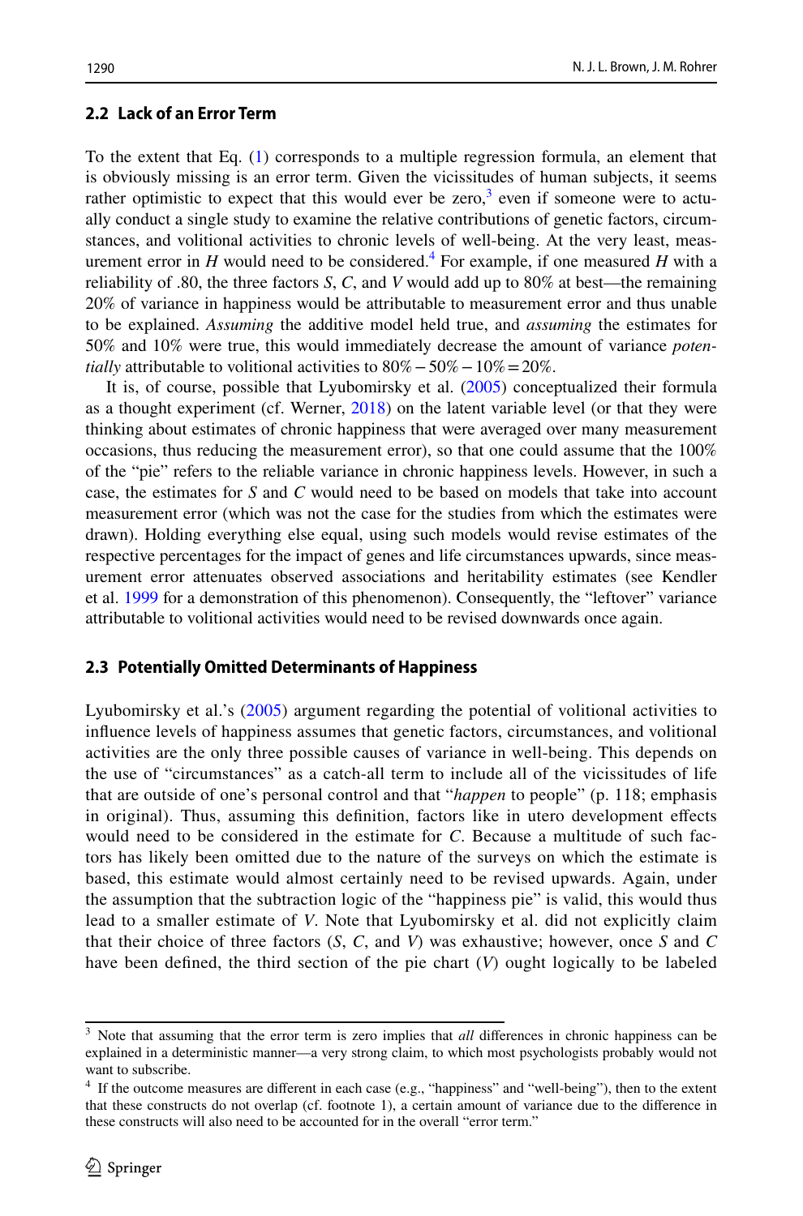### 2.2 Lack of an Error Term

To the extent that Eq. (1) corresponds to a multiple regression formula, an element that is obviously missing is an error term. Given the vicissitudes of human subjects, it seems rather optimistic to expect that this would ever be zero,[3] even if someone were to actually conduct a single study to examine the relative contributions of genetic factors, circumstances, and volitional activities to chronic levels of well-being. At the very least, measurement error in $H$ would need to be considered.[4] For example, if one measured $H$ with a reliability of .80, the three factors $S$, $C$, and $V$ would add up to 80% at best—the remaining 20% of variance in happiness would be attributable to measurement error and thus unable to be explained. *Assuming* the additive model held true, and *assuming* the estimates for 50% and 10% were true, this would immediately decrease the amount of variance *potentially* attributable to volitional activities to 80% − 50% − 10% = 20%.

It is, of course, possible that Lyubomirsky et al. (2005) conceptualized their formula as a thought experiment (cf. Werner, 2018) on the latent variable level (or that they were thinking about estimates of chronic happiness that were averaged over many measurement occasions, thus reducing the measurement error), so that one could assume that the 100% of the "pie" refers to the reliable variance in chronic happiness levels. However, in such a case, the estimates for $S$ and $C$ would need to be based on models that take into account measurement error (which was not the case for the studies from which the estimates were drawn). Holding everything else equal, using such models would revise estimates of the respective percentages for the impact of genes and life circumstances upwards, since measurement error attenuates observed associations and heritability estimates (see Kendler et al. 1999 for a demonstration of this phenomenon). Consequently, the "leftover" variance attributable to volitional activities would need to be revised downwards once again.

### 2.3 Potentially Omitted Determinants of Happiness

Lyubomirsky et al.'s (2005) argument regarding the potential of volitional activities to influence levels of happiness assumes that genetic factors, circumstances, and volitional activities are the only three possible causes of variance in well-being. This depends on the use of "circumstances" as a catch-all term to include all of the vicissitudes of life that are outside of one's personal control and that "*happen* to people" (p. 118; emphasis in original). Thus, assuming this definition, factors like in utero development effects would need to be considered in the estimate for $C$. Because a multitude of such factors has likely been omitted due to the nature of the surveys on which the estimate is based, this estimate would almost certainly need to be revised upwards. Again, under the assumption that the subtraction logic of the "happiness pie" is valid, this would thus lead to a smaller estimate of $V$. Note that Lyubomirsky et al. did not explicitly claim that their choice of three factors ($S$, $C$, and $V$) was exhaustive; however, once $S$ and $C$ have been defined, the third section of the pie chart ($V$) ought logically to be labeled

---

[3] Note that assuming that the error term is zero implies that *all* differences in chronic happiness can be explained in a deterministic manner—a very strong claim, to which most psychologists probably would not want to subscribe.

[4] If the outcome measures are different in each case (e.g., "happiness" and "well-being"), then to the extent that these constructs do not overlap (cf. footnote 1), a certain amount of variance due to the difference in these constructs will also need to be accounted for in the overall "error term."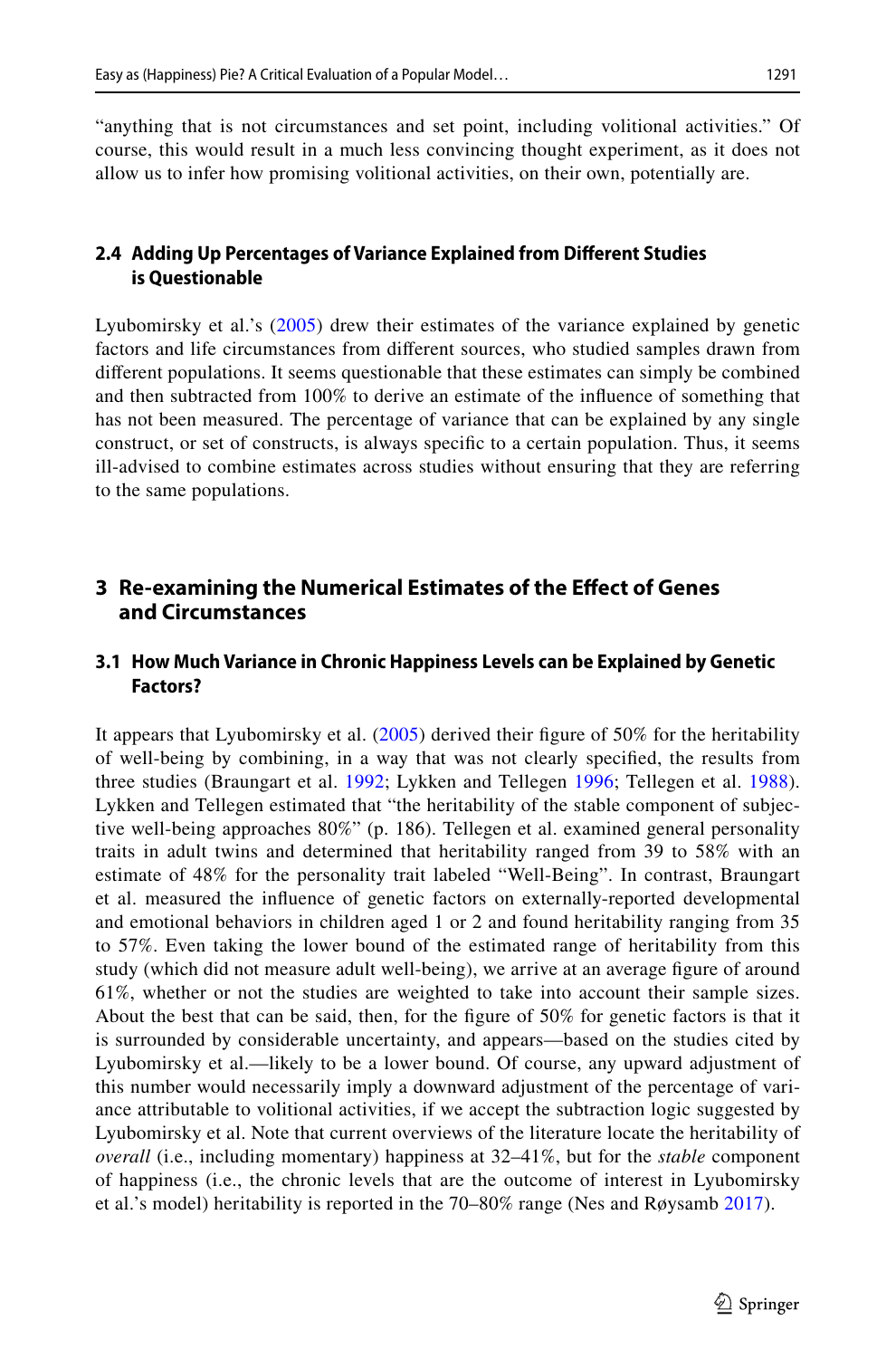"anything that is not circumstances and set point, including volitional activities." Of course, this would result in a much less convincing thought experiment, as it does not allow us to infer how promising volitional activities, on their own, potentially are.

### 2.4 Adding Up Percentages of Variance Explained from Different Studies is Questionable

Lyubomirsky et al.'s (2005) drew their estimates of the variance explained by genetic factors and life circumstances from different sources, who studied samples drawn from different populations. It seems questionable that these estimates can simply be combined and then subtracted from 100% to derive an estimate of the influence of something that has not been measured. The percentage of variance that can be explained by any single construct, or set of constructs, is always specific to a certain population. Thus, it seems ill-advised to combine estimates across studies without ensuring that they are referring to the same populations.

## 3 Re-examining the Numerical Estimates of the Effect of Genes and Circumstances

### 3.1 How Much Variance in Chronic Happiness Levels can be Explained by Genetic Factors?

It appears that Lyubomirsky et al. (2005) derived their figure of 50% for the heritability of well-being by combining, in a way that was not clearly specified, the results from three studies (Braungart et al. 1992; Lykken and Tellegen 1996; Tellegen et al. 1988). Lykken and Tellegen estimated that "the heritability of the stable component of subjective well-being approaches 80%" (p. 186). Tellegen et al. examined general personality traits in adult twins and determined that heritability ranged from 39 to 58% with an estimate of 48% for the personality trait labeled "Well-Being". In contrast, Braungart et al. measured the influence of genetic factors on externally-reported developmental and emotional behaviors in children aged 1 or 2 and found heritability ranging from 35 to 57%. Even taking the lower bound of the estimated range of heritability from this study (which did not measure adult well-being), we arrive at an average figure of around 61%, whether or not the studies are weighted to take into account their sample sizes. About the best that can be said, then, for the figure of 50% for genetic factors is that it is surrounded by considerable uncertainty, and appears—based on the studies cited by Lyubomirsky et al.—likely to be a lower bound. Of course, any upward adjustment of this number would necessarily imply a downward adjustment of the percentage of variance attributable to volitional activities, if we accept the subtraction logic suggested by Lyubomirsky et al. Note that current overviews of the literature locate the heritability of *overall* (i.e., including momentary) happiness at 32–41%, but for the *stable* component of happiness (i.e., the chronic levels that are the outcome of interest in Lyubomirsky et al.'s model) heritability is reported in the 70–80% range (Nes and Røysamb 2017).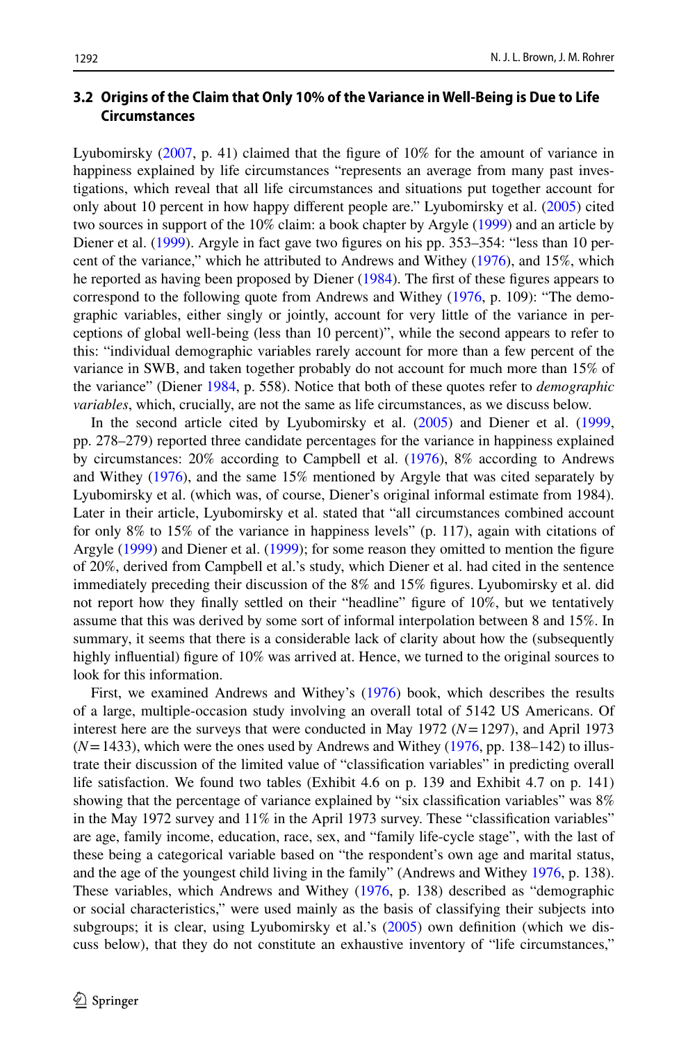### 3.2 Origins of the Claim that Only 10% of the Variance in Well-Being is Due to Life Circumstances

Lyubomirsky (2007, p. 41) claimed that the figure of 10% for the amount of variance in happiness explained by life circumstances "represents an average from many past investigations, which reveal that all life circumstances and situations put together account for only about 10 percent in how happy different people are." Lyubomirsky et al. (2005) cited two sources in support of the 10% claim: a book chapter by Argyle (1999) and an article by Diener et al. (1999). Argyle in fact gave two figures on his pp. 353–354: "less than 10 percent of the variance," which he attributed to Andrews and Withey (1976), and 15%, which he reported as having been proposed by Diener (1984). The first of these figures appears to correspond to the following quote from Andrews and Withey (1976, p. 109): "The demographic variables, either singly or jointly, account for very little of the variance in perceptions of global well-being (less than 10 percent)", while the second appears to refer to this: "individual demographic variables rarely account for more than a few percent of the variance in SWB, and taken together probably do not account for much more than 15% of the variance" (Diener 1984, p. 558). Notice that both of these quotes refer to *demographic variables*, which, crucially, are not the same as life circumstances, as we discuss below.

In the second article cited by Lyubomirsky et al. (2005) and Diener et al. (1999, pp. 278–279) reported three candidate percentages for the variance in happiness explained by circumstances: 20% according to Campbell et al. (1976), 8% according to Andrews and Withey (1976), and the same 15% mentioned by Argyle that was cited separately by Lyubomirsky et al. (which was, of course, Diener's original informal estimate from 1984). Later in their article, Lyubomirsky et al. stated that "all circumstances combined account for only 8% to 15% of the variance in happiness levels" (p. 117), again with citations of Argyle (1999) and Diener et al. (1999); for some reason they omitted to mention the figure of 20%, derived from Campbell et al.'s study, which Diener et al. had cited in the sentence immediately preceding their discussion of the 8% and 15% figures. Lyubomirsky et al. did not report how they finally settled on their "headline" figure of 10%, but we tentatively assume that this was derived by some sort of informal interpolation between 8 and 15%. In summary, it seems that there is a considerable lack of clarity about how the (subsequently highly influential) figure of 10% was arrived at. Hence, we turned to the original sources to look for this information.

First, we examined Andrews and Withey's (1976) book, which describes the results of a large, multiple-occasion study involving an overall total of 5142 US Americans. Of interest here are the surveys that were conducted in May 1972 ($N = 1297$), and April 1973 ($N = 1433$), which were the ones used by Andrews and Withey (1976, pp. 138–142) to illustrate their discussion of the limited value of "classification variables" in predicting overall life satisfaction. We found two tables (Exhibit 4.6 on p. 139 and Exhibit 4.7 on p. 141) showing that the percentage of variance explained by "six classification variables" was 8% in the May 1972 survey and 11% in the April 1973 survey. These "classification variables" are age, family income, education, race, sex, and "family life-cycle stage", with the last of these being a categorical variable based on "the respondent's own age and marital status, and the age of the youngest child living in the family" (Andrews and Withey 1976, p. 138). These variables, which Andrews and Withey (1976, p. 138) described as "demographic or social characteristics," were used mainly as the basis of classifying their subjects into subgroups; it is clear, using Lyubomirsky et al.'s (2005) own definition (which we discuss below), that they do not constitute an exhaustive inventory of "life circumstances,"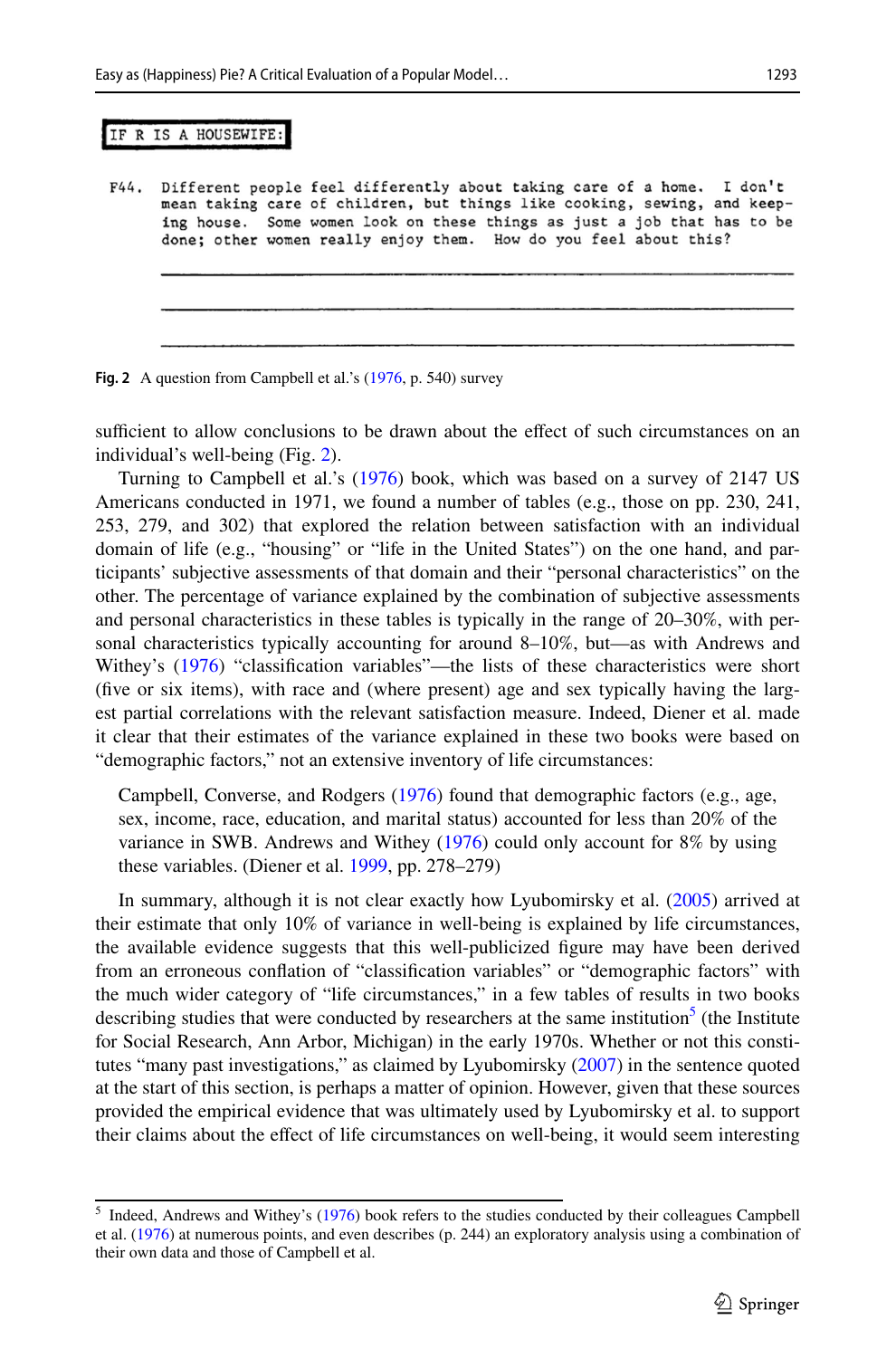```
IF R IS A HOUSEWIFE:

F44.  Different people feel differently about taking care of a home.  I don't
      mean taking care of children, but things like cooking, sewing, and keep-
      ing house.  Some women look on these things as just a job that has to be
      done; other women really enjoy them.  How do you feel about this?

      ____________________________________________________________________

      ____________________________________________________________________

      ____________________________________________________________________
```

**Fig. 2** A question from Campbell et al.'s (1976, p. 540) survey

sufficient to allow conclusions to be drawn about the effect of such circumstances on an individual's well-being (Fig. 2).

Turning to Campbell et al.'s (1976) book, which was based on a survey of 2147 US Americans conducted in 1971, we found a number of tables (e.g., those on pp. 230, 241, 253, 279, and 302) that explored the relation between satisfaction with an individual domain of life (e.g., "housing" or "life in the United States") on the one hand, and participants' subjective assessments of that domain and their "personal characteristics" on the other. The percentage of variance explained by the combination of subjective assessments and personal characteristics in these tables is typically in the range of 20–30%, with personal characteristics typically accounting for around 8–10%, but—as with Andrews and Withey's (1976) "classification variables"—the lists of these characteristics were short (five or six items), with race and (where present) age and sex typically having the largest partial correlations with the relevant satisfaction measure. Indeed, Diener et al. made it clear that their estimates of the variance explained in these two books were based on "demographic factors," not an extensive inventory of life circumstances:

> Campbell, Converse, and Rodgers (1976) found that demographic factors (e.g., age, sex, income, race, education, and marital status) accounted for less than 20% of the variance in SWB. Andrews and Withey (1976) could only account for 8% by using these variables. (Diener et al. 1999, pp. 278–279)

In summary, although it is not clear exactly how Lyubomirsky et al. (2005) arrived at their estimate that only 10% of variance in well-being is explained by life circumstances, the available evidence suggests that this well-publicized figure may have been derived from an erroneous conflation of "classification variables" or "demographic factors" with the much wider category of "life circumstances," in a few tables of results in two books describing studies that were conducted by researchers at the same institution[5] (the Institute for Social Research, Ann Arbor, Michigan) in the early 1970s. Whether or not this constitutes "many past investigations," as claimed by Lyubomirsky (2007) in the sentence quoted at the start of this section, is perhaps a matter of opinion. However, given that these sources provided the empirical evidence that was ultimately used by Lyubomirsky et al. to support their claims about the effect of life circumstances on well-being, it would seem interesting

[5] Indeed, Andrews and Withey's (1976) book refers to the studies conducted by their colleagues Campbell et al. (1976) at numerous points, and even describes (p. 244) an exploratory analysis using a combination of their own data and those of Campbell et al.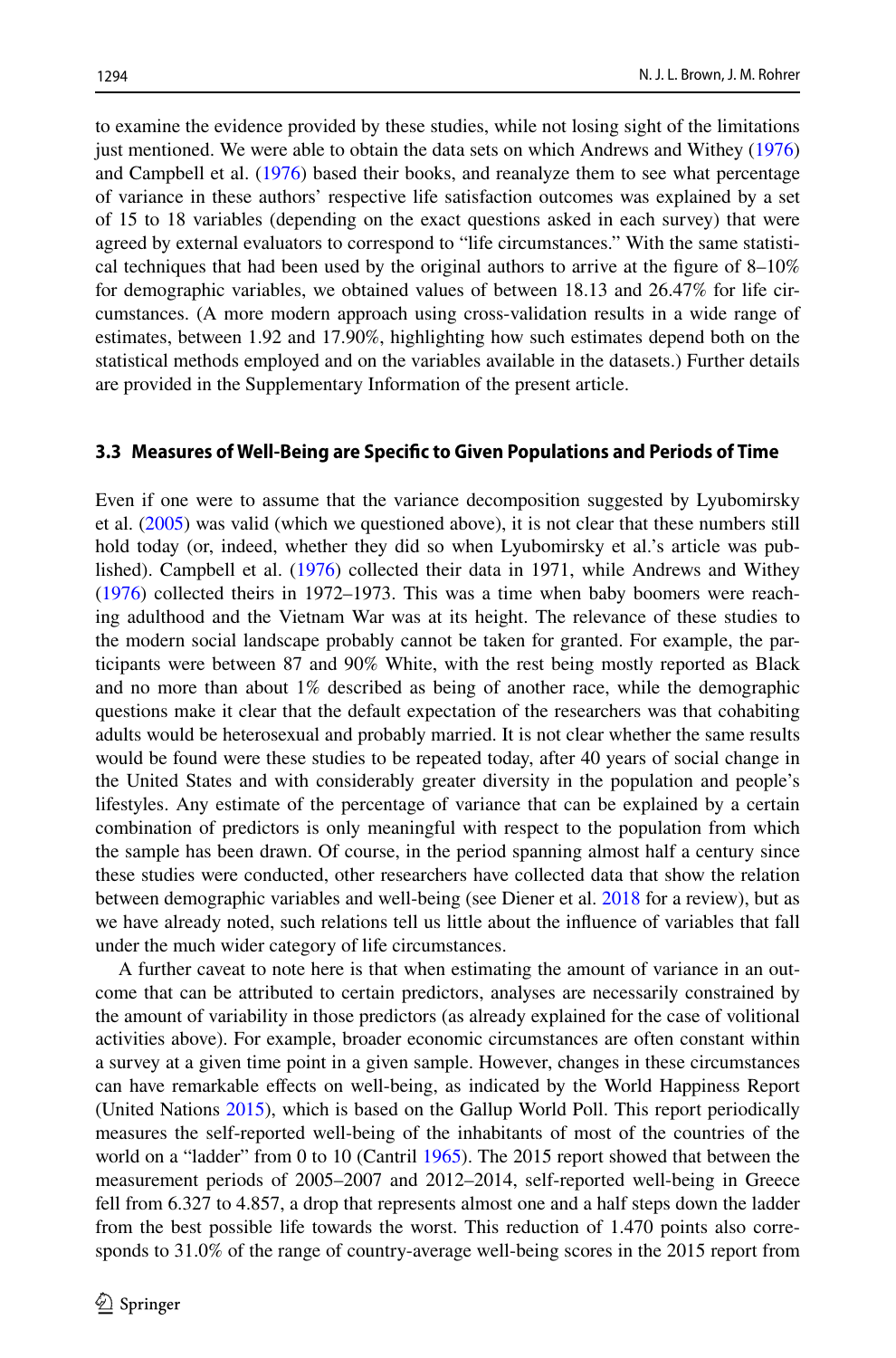to examine the evidence provided by these studies, while not losing sight of the limitations just mentioned. We were able to obtain the data sets on which Andrews and Withey (1976) and Campbell et al. (1976) based their books, and reanalyze them to see what percentage of variance in these authors' respective life satisfaction outcomes was explained by a set of 15 to 18 variables (depending on the exact questions asked in each survey) that were agreed by external evaluators to correspond to "life circumstances." With the same statistical techniques that had been used by the original authors to arrive at the figure of 8–10% for demographic variables, we obtained values of between 18.13 and 26.47% for life circumstances. (A more modern approach using cross-validation results in a wide range of estimates, between 1.92 and 17.90%, highlighting how such estimates depend both on the statistical methods employed and on the variables available in the datasets.) Further details are provided in the Supplementary Information of the present article.

### 3.3 Measures of Well-Being are Specific to Given Populations and Periods of Time

Even if one were to assume that the variance decomposition suggested by Lyubomirsky et al. (2005) was valid (which we questioned above), it is not clear that these numbers still hold today (or, indeed, whether they did so when Lyubomirsky et al.'s article was published). Campbell et al. (1976) collected their data in 1971, while Andrews and Withey (1976) collected theirs in 1972–1973. This was a time when baby boomers were reaching adulthood and the Vietnam War was at its height. The relevance of these studies to the modern social landscape probably cannot be taken for granted. For example, the participants were between 87 and 90% White, with the rest being mostly reported as Black and no more than about 1% described as being of another race, while the demographic questions make it clear that the default expectation of the researchers was that cohabiting adults would be heterosexual and probably married. It is not clear whether the same results would be found were these studies to be repeated today, after 40 years of social change in the United States and with considerably greater diversity in the population and people's lifestyles. Any estimate of the percentage of variance that can be explained by a certain combination of predictors is only meaningful with respect to the population from which the sample has been drawn. Of course, in the period spanning almost half a century since these studies were conducted, other researchers have collected data that show the relation between demographic variables and well-being (see Diener et al. 2018 for a review), but as we have already noted, such relations tell us little about the influence of variables that fall under the much wider category of life circumstances.

A further caveat to note here is that when estimating the amount of variance in an outcome that can be attributed to certain predictors, analyses are necessarily constrained by the amount of variability in those predictors (as already explained for the case of volitional activities above). For example, broader economic circumstances are often constant within a survey at a given time point in a given sample. However, changes in these circumstances can have remarkable effects on well-being, as indicated by the World Happiness Report (United Nations 2015), which is based on the Gallup World Poll. This report periodically measures the self-reported well-being of the inhabitants of most of the countries of the world on a "ladder" from 0 to 10 (Cantril 1965). The 2015 report showed that between the measurement periods of 2005–2007 and 2012–2014, self-reported well-being in Greece fell from 6.327 to 4.857, a drop that represents almost one and a half steps down the ladder from the best possible life towards the worst. This reduction of 1.470 points also corresponds to 31.0% of the range of country-average well-being scores in the 2015 report from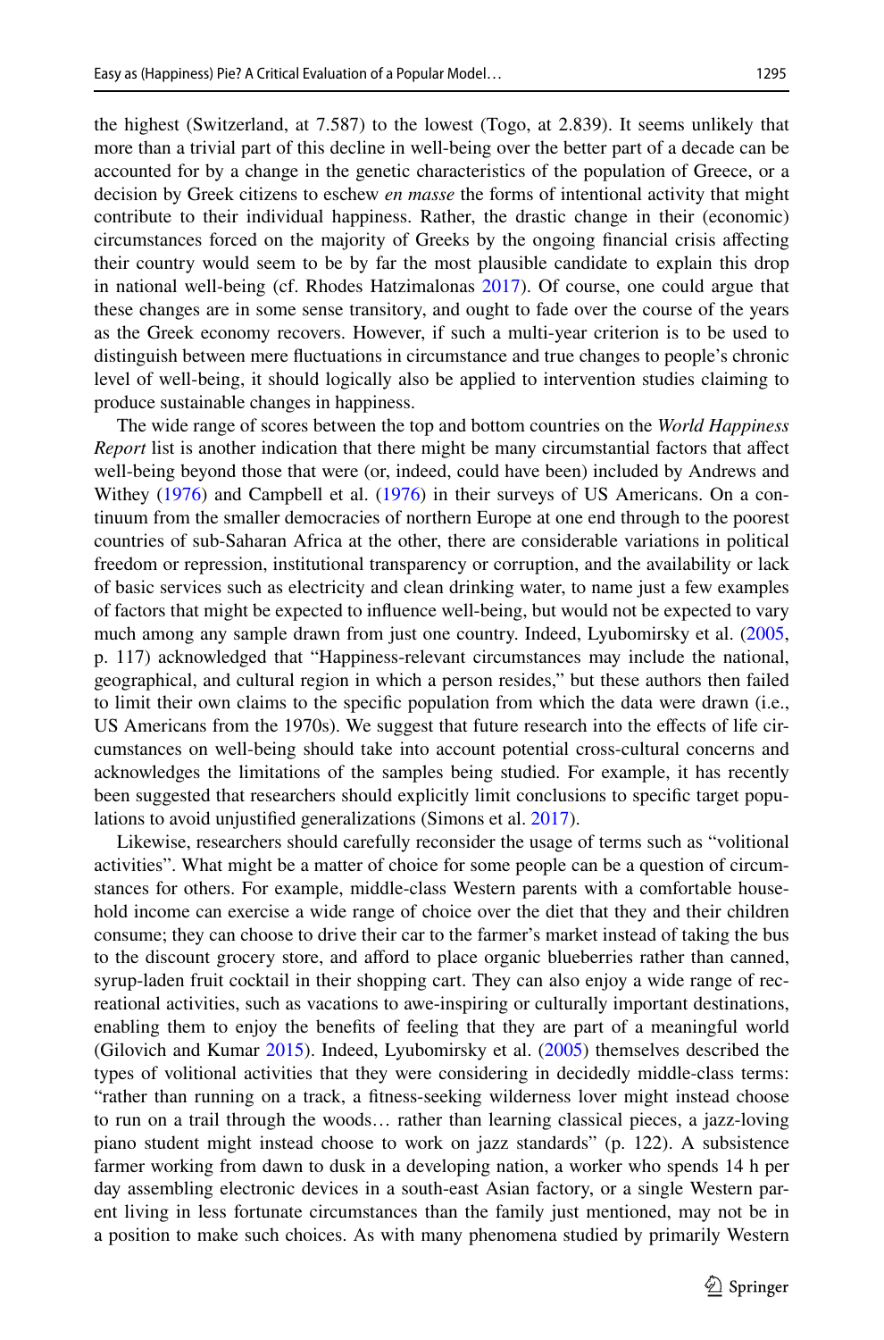the highest (Switzerland, at 7.587) to the lowest (Togo, at 2.839). It seems unlikely that more than a trivial part of this decline in well-being over the better part of a decade can be accounted for by a change in the genetic characteristics of the population of Greece, or a decision by Greek citizens to eschew *en masse* the forms of intentional activity that might contribute to their individual happiness. Rather, the drastic change in their (economic) circumstances forced on the majority of Greeks by the ongoing financial crisis affecting their country would seem to be by far the most plausible candidate to explain this drop in national well-being (cf. Rhodes Hatzimalonas 2017). Of course, one could argue that these changes are in some sense transitory, and ought to fade over the course of the years as the Greek economy recovers. However, if such a multi-year criterion is to be used to distinguish between mere fluctuations in circumstance and true changes to people's chronic level of well-being, it should logically also be applied to intervention studies claiming to produce sustainable changes in happiness.

The wide range of scores between the top and bottom countries on the *World Happiness Report* list is another indication that there might be many circumstantial factors that affect well-being beyond those that were (or, indeed, could have been) included by Andrews and Withey (1976) and Campbell et al. (1976) in their surveys of US Americans. On a continuum from the smaller democracies of northern Europe at one end through to the poorest countries of sub-Saharan Africa at the other, there are considerable variations in political freedom or repression, institutional transparency or corruption, and the availability or lack of basic services such as electricity and clean drinking water, to name just a few examples of factors that might be expected to influence well-being, but would not be expected to vary much among any sample drawn from just one country. Indeed, Lyubomirsky et al. (2005, p. 117) acknowledged that "Happiness-relevant circumstances may include the national, geographical, and cultural region in which a person resides," but these authors then failed to limit their own claims to the specific population from which the data were drawn (i.e., US Americans from the 1970s). We suggest that future research into the effects of life circumstances on well-being should take into account potential cross-cultural concerns and acknowledges the limitations of the samples being studied. For example, it has recently been suggested that researchers should explicitly limit conclusions to specific target populations to avoid unjustified generalizations (Simons et al. 2017).

Likewise, researchers should carefully reconsider the usage of terms such as "volitional activities". What might be a matter of choice for some people can be a question of circumstances for others. For example, middle-class Western parents with a comfortable household income can exercise a wide range of choice over the diet that they and their children consume; they can choose to drive their car to the farmer's market instead of taking the bus to the discount grocery store, and afford to place organic blueberries rather than canned, syrup-laden fruit cocktail in their shopping cart. They can also enjoy a wide range of recreational activities, such as vacations to awe-inspiring or culturally important destinations, enabling them to enjoy the benefits of feeling that they are part of a meaningful world (Gilovich and Kumar 2015). Indeed, Lyubomirsky et al. (2005) themselves described the types of volitional activities that they were considering in decidedly middle-class terms: "rather than running on a track, a fitness-seeking wilderness lover might instead choose to run on a trail through the woods… rather than learning classical pieces, a jazz-loving piano student might instead choose to work on jazz standards" (p. 122). A subsistence farmer working from dawn to dusk in a developing nation, a worker who spends 14 h per day assembling electronic devices in a south-east Asian factory, or a single Western parent living in less fortunate circumstances than the family just mentioned, may not be in a position to make such choices. As with many phenomena studied by primarily Western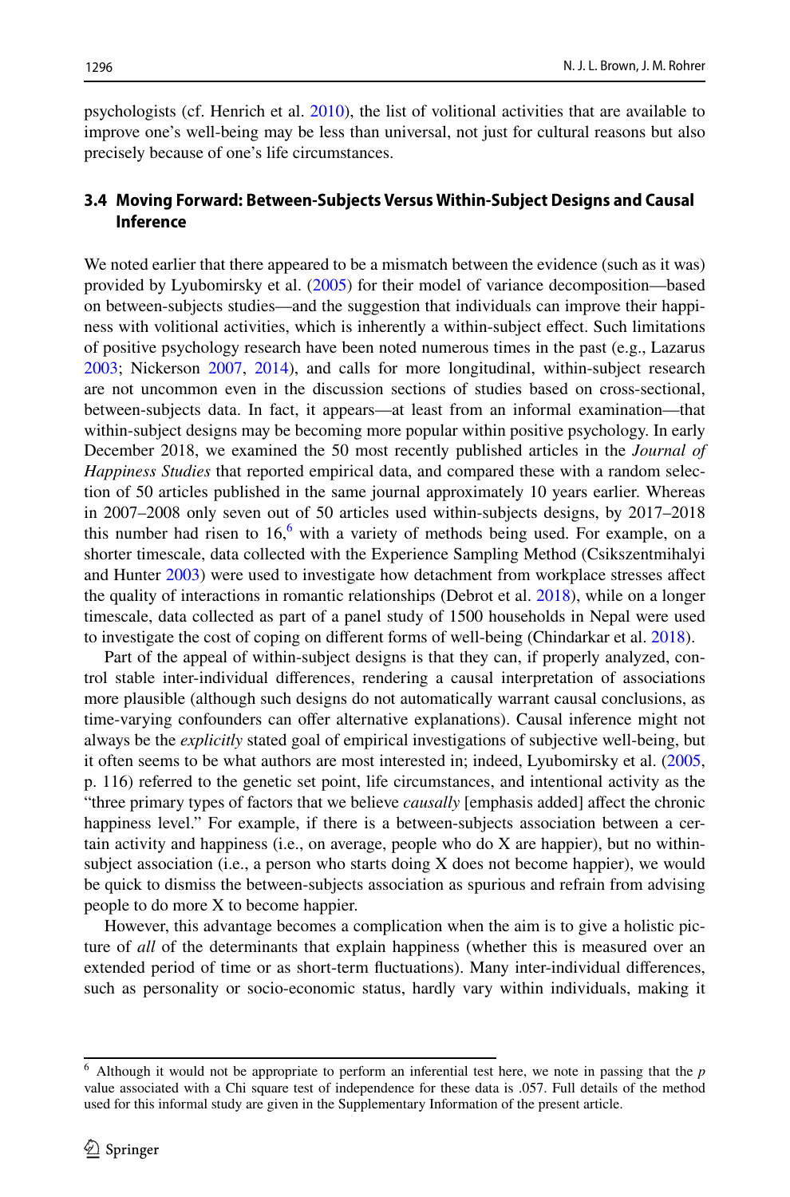psychologists (cf. Henrich et al. 2010), the list of volitional activities that are available to improve one's well-being may be less than universal, not just for cultural reasons but also precisely because of one's life circumstances.

### 3.4 Moving Forward: Between-Subjects Versus Within-Subject Designs and Causal Inference

We noted earlier that there appeared to be a mismatch between the evidence (such as it was) provided by Lyubomirsky et al. (2005) for their model of variance decomposition—based on between-subjects studies—and the suggestion that individuals can improve their happiness with volitional activities, which is inherently a within-subject effect. Such limitations of positive psychology research have been noted numerous times in the past (e.g., Lazarus 2003; Nickerson 2007, 2014), and calls for more longitudinal, within-subject research are not uncommon even in the discussion sections of studies based on cross-sectional, between-subjects data. In fact, it appears—at least from an informal examination—that within-subject designs may be becoming more popular within positive psychology. In early December 2018, we examined the 50 most recently published articles in the *Journal of Happiness Studies* that reported empirical data, and compared these with a random selection of 50 articles published in the same journal approximately 10 years earlier. Whereas in 2007–2008 only seven out of 50 articles used within-subjects designs, by 2017–2018 this number had risen to 16,[6] with a variety of methods being used. For example, on a shorter timescale, data collected with the Experience Sampling Method (Csikszentmihalyi and Hunter 2003) were used to investigate how detachment from workplace stresses affect the quality of interactions in romantic relationships (Debrot et al. 2018), while on a longer timescale, data collected as part of a panel study of 1500 households in Nepal were used to investigate the cost of coping on different forms of well-being (Chindarkar et al. 2018).

Part of the appeal of within-subject designs is that they can, if properly analyzed, control stable inter-individual differences, rendering a causal interpretation of associations more plausible (although such designs do not automatically warrant causal conclusions, as time-varying confounders can offer alternative explanations). Causal inference might not always be the *explicitly* stated goal of empirical investigations of subjective well-being, but it often seems to be what authors are most interested in; indeed, Lyubomirsky et al. (2005, p. 116) referred to the genetic set point, life circumstances, and intentional activity as the "three primary types of factors that we believe *causally* [emphasis added] affect the chronic happiness level." For example, if there is a between-subjects association between a certain activity and happiness (i.e., on average, people who do X are happier), but no within-subject association (i.e., a person who starts doing X does not become happier), we would be quick to dismiss the between-subjects association as spurious and refrain from advising people to do more X to become happier.

However, this advantage becomes a complication when the aim is to give a holistic picture of *all* of the determinants that explain happiness (whether this is measured over an extended period of time or as short-term fluctuations). Many inter-individual differences, such as personality or socio-economic status, hardly vary within individuals, making it

---

[6] Although it would not be appropriate to perform an inferential test here, we note in passing that the $p$ value associated with a Chi square test of independence for these data is .057. Full details of the method used for this informal study are given in the Supplementary Information of the present article.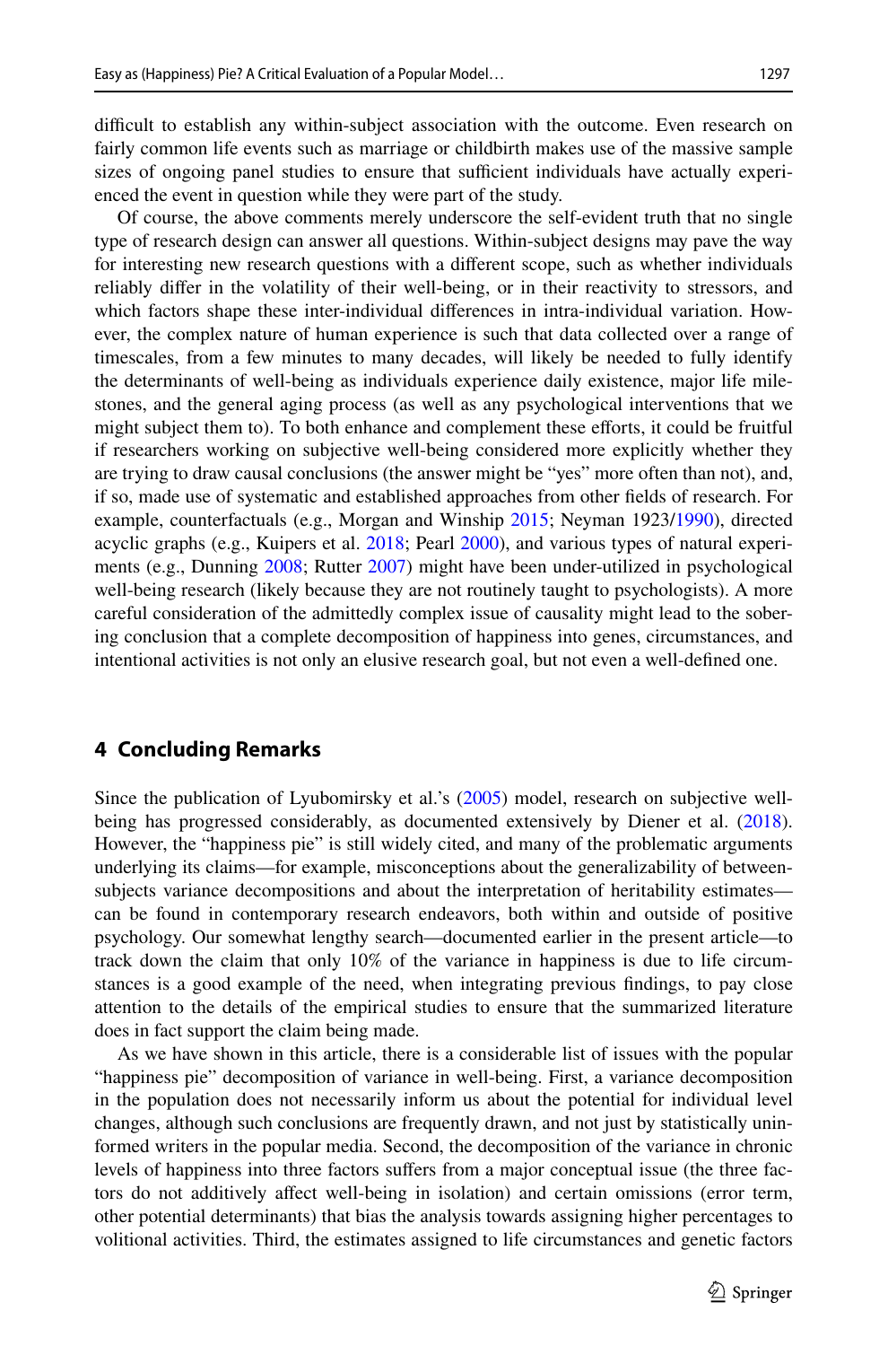difficult to establish any within-subject association with the outcome. Even research on fairly common life events such as marriage or childbirth makes use of the massive sample sizes of ongoing panel studies to ensure that sufficient individuals have actually experienced the event in question while they were part of the study.

Of course, the above comments merely underscore the self-evident truth that no single type of research design can answer all questions. Within-subject designs may pave the way for interesting new research questions with a different scope, such as whether individuals reliably differ in the volatility of their well-being, or in their reactivity to stressors, and which factors shape these inter-individual differences in intra-individual variation. However, the complex nature of human experience is such that data collected over a range of timescales, from a few minutes to many decades, will likely be needed to fully identify the determinants of well-being as individuals experience daily existence, major life milestones, and the general aging process (as well as any psychological interventions that we might subject them to). To both enhance and complement these efforts, it could be fruitful if researchers working on subjective well-being considered more explicitly whether they are trying to draw causal conclusions (the answer might be "yes" more often than not), and, if so, made use of systematic and established approaches from other fields of research. For example, counterfactuals (e.g., Morgan and Winship 2015; Neyman 1923/1990), directed acyclic graphs (e.g., Kuipers et al. 2018; Pearl 2000), and various types of natural experiments (e.g., Dunning 2008; Rutter 2007) might have been under-utilized in psychological well-being research (likely because they are not routinely taught to psychologists). A more careful consideration of the admittedly complex issue of causality might lead to the sobering conclusion that a complete decomposition of happiness into genes, circumstances, and intentional activities is not only an elusive research goal, but not even a well-defined one.

## 4 Concluding Remarks

Since the publication of Lyubomirsky et al.'s (2005) model, research on subjective well-being has progressed considerably, as documented extensively by Diener et al. (2018). However, the "happiness pie" is still widely cited, and many of the problematic arguments underlying its claims—for example, misconceptions about the generalizability of between-subjects variance decompositions and about the interpretation of heritability estimates—can be found in contemporary research endeavors, both within and outside of positive psychology. Our somewhat lengthy search—documented earlier in the present article—to track down the claim that only 10% of the variance in happiness is due to life circumstances is a good example of the need, when integrating previous findings, to pay close attention to the details of the empirical studies to ensure that the summarized literature does in fact support the claim being made.

As we have shown in this article, there is a considerable list of issues with the popular "happiness pie" decomposition of variance in well-being. First, a variance decomposition in the population does not necessarily inform us about the potential for individual level changes, although such conclusions are frequently drawn, and not just by statistically uninformed writers in the popular media. Second, the decomposition of the variance in chronic levels of happiness into three factors suffers from a major conceptual issue (the three factors do not additively affect well-being in isolation) and certain omissions (error term, other potential determinants) that bias the analysis towards assigning higher percentages to volitional activities. Third, the estimates assigned to life circumstances and genetic factors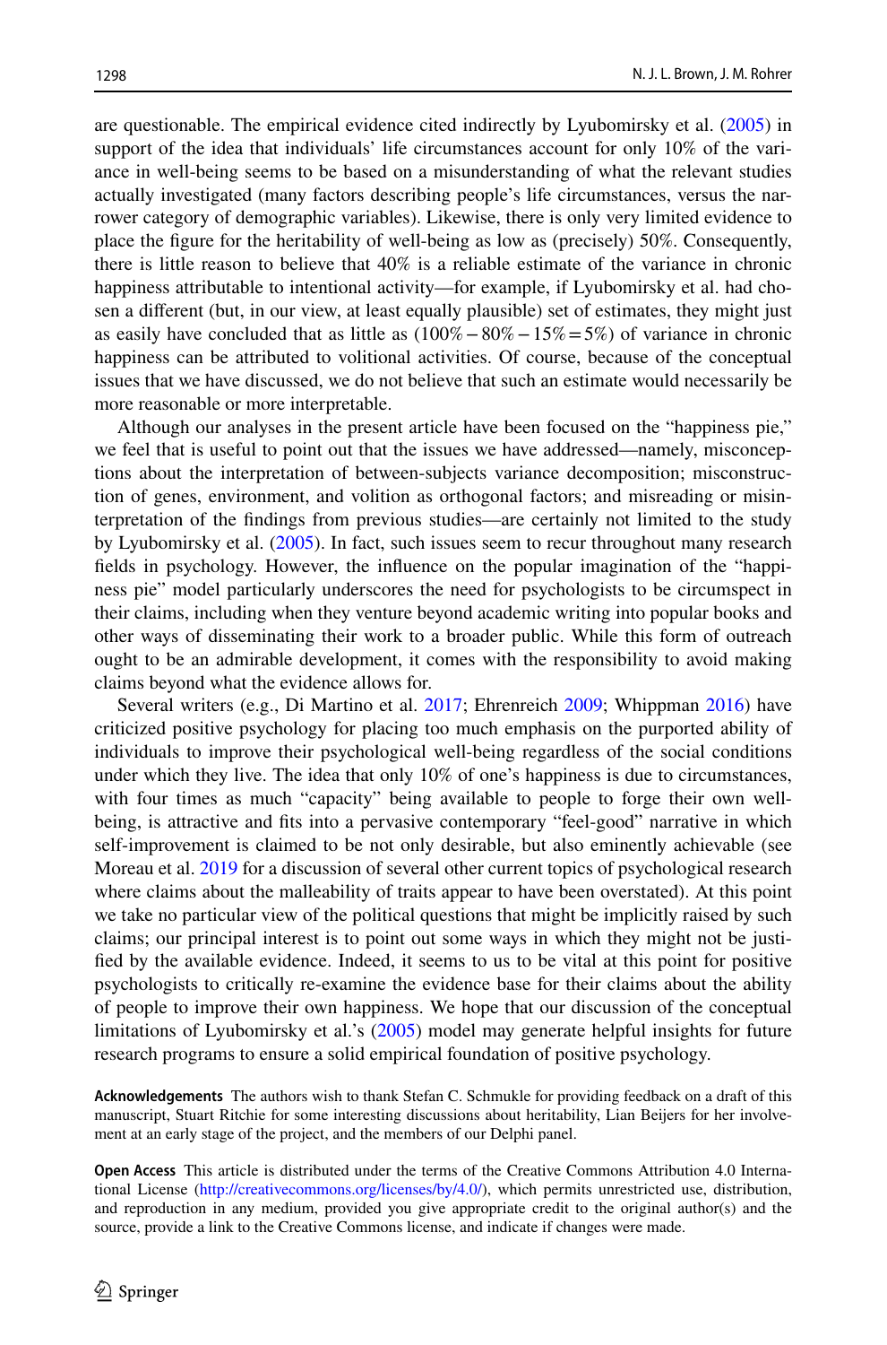are questionable. The empirical evidence cited indirectly by Lyubomirsky et al. (2005) in support of the idea that individuals' life circumstances account for only 10% of the variance in well-being seems to be based on a misunderstanding of what the relevant studies actually investigated (many factors describing people's life circumstances, versus the narrower category of demographic variables). Likewise, there is only very limited evidence to place the figure for the heritability of well-being as low as (precisely) 50%. Consequently, there is little reason to believe that 40% is a reliable estimate of the variance in chronic happiness attributable to intentional activity—for example, if Lyubomirsky et al. had chosen a different (but, in our view, at least equally plausible) set of estimates, they might just as easily have concluded that as little as $(100\% - 80\% - 15\% = 5\%)$ of variance in chronic happiness can be attributed to volitional activities. Of course, because of the conceptual issues that we have discussed, we do not believe that such an estimate would necessarily be more reasonable or more interpretable.

Although our analyses in the present article have been focused on the "happiness pie," we feel that is useful to point out that the issues we have addressed—namely, misconceptions about the interpretation of between-subjects variance decomposition; misconstruction of genes, environment, and volition as orthogonal factors; and misreading or misinterpretation of the findings from previous studies—are certainly not limited to the study by Lyubomirsky et al. (2005). In fact, such issues seem to recur throughout many research fields in psychology. However, the influence on the popular imagination of the "happiness pie" model particularly underscores the need for psychologists to be circumspect in their claims, including when they venture beyond academic writing into popular books and other ways of disseminating their work to a broader public. While this form of outreach ought to be an admirable development, it comes with the responsibility to avoid making claims beyond what the evidence allows for.

Several writers (e.g., Di Martino et al. 2017; Ehrenreich 2009; Whippman 2016) have criticized positive psychology for placing too much emphasis on the purported ability of individuals to improve their psychological well-being regardless of the social conditions under which they live. The idea that only 10% of one's happiness is due to circumstances, with four times as much "capacity" being available to people to forge their own well-being, is attractive and fits into a pervasive contemporary "feel-good" narrative in which self-improvement is claimed to be not only desirable, but also eminently achievable (see Moreau et al. 2019 for a discussion of several other current topics of psychological research where claims about the malleability of traits appear to have been overstated). At this point we take no particular view of the political questions that might be implicitly raised by such claims; our principal interest is to point out some ways in which they might not be justified by the available evidence. Indeed, it seems to us to be vital at this point for positive psychologists to critically re-examine the evidence base for their claims about the ability of people to improve their own happiness. We hope that our discussion of the conceptual limitations of Lyubomirsky et al.'s (2005) model may generate helpful insights for future research programs to ensure a solid empirical foundation of positive psychology.

**Acknowledgements** The authors wish to thank Stefan C. Schmukle for providing feedback on a draft of this manuscript, Stuart Ritchie for some interesting discussions about heritability, Lian Beijers for her involvement at an early stage of the project, and the members of our Delphi panel.

**Open Access** This article is distributed under the terms of the Creative Commons Attribution 4.0 International License (http://creativecommons.org/licenses/by/4.0/), which permits unrestricted use, distribution, and reproduction in any medium, provided you give appropriate credit to the original author(s) and the source, provide a link to the Creative Commons license, and indicate if changes were made.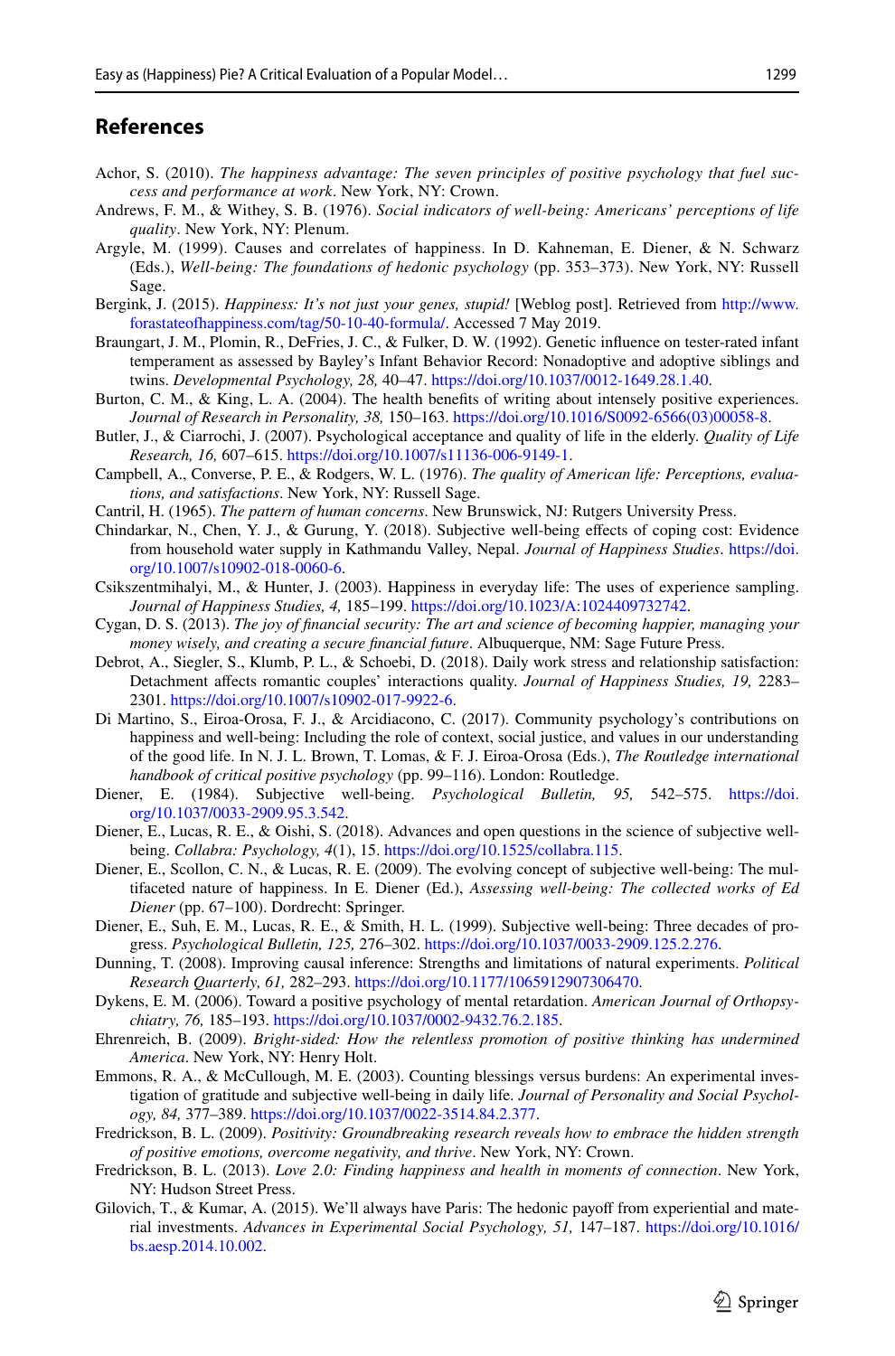## References

Achor, S. (2010). *The happiness advantage: The seven principles of positive psychology that fuel success and performance at work*. New York, NY: Crown.

Andrews, F. M., & Withey, S. B. (1976). *Social indicators of well-being: Americans' perceptions of life quality*. New York, NY: Plenum.

Argyle, M. (1999). Causes and correlates of happiness. In D. Kahneman, E. Diener, & N. Schwarz (Eds.), *Well-being: The foundations of hedonic psychology* (pp. 353–373). New York, NY: Russell Sage.

Bergink, J. (2015). *Happiness: It's not just your genes, stupid!* [Weblog post]. Retrieved from http://www.forastateofhappiness.com/tag/50-10-40-formula/. Accessed 7 May 2019.

Braungart, J. M., Plomin, R., DeFries, J. C., & Fulker, D. W. (1992). Genetic influence on tester-rated infant temperament as assessed by Bayley's Infant Behavior Record: Nonadoptive and adoptive siblings and twins. *Developmental Psychology, 28,* 40–47. https://doi.org/10.1037/0012-1649.28.1.40.

Burton, C. M., & King, L. A. (2004). The health benefits of writing about intensely positive experiences. *Journal of Research in Personality, 38,* 150–163. https://doi.org/10.1016/S0092-6566(03)00058-8.

Butler, J., & Ciarrochi, J. (2007). Psychological acceptance and quality of life in the elderly. *Quality of Life Research, 16,* 607–615. https://doi.org/10.1007/s11136-006-9149-1.

Campbell, A., Converse, P. E., & Rodgers, W. L. (1976). *The quality of American life: Perceptions, evaluations, and satisfactions*. New York, NY: Russell Sage.

Cantril, H. (1965). *The pattern of human concerns*. New Brunswick, NJ: Rutgers University Press.

Chindarkar, N., Chen, Y. J., & Gurung, Y. (2018). Subjective well-being effects of coping cost: Evidence from household water supply in Kathmandu Valley, Nepal. *Journal of Happiness Studies*. https://doi.org/10.1007/s10902-018-0060-6.

Csikszentmihalyi, M., & Hunter, J. (2003). Happiness in everyday life: The uses of experience sampling. *Journal of Happiness Studies, 4,* 185–199. https://doi.org/10.1023/A:1024409732742.

Cygan, D. S. (2013). *The joy of financial security: The art and science of becoming happier, managing your money wisely, and creating a secure financial future*. Albuquerque, NM: Sage Future Press.

Debrot, A., Siegler, S., Klumb, P. L., & Schoebi, D. (2018). Daily work stress and relationship satisfaction: Detachment affects romantic couples' interactions quality. *Journal of Happiness Studies, 19,* 2283–2301. https://doi.org/10.1007/s10902-017-9922-6.

Di Martino, S., Eiroa-Orosa, F. J., & Arcidiacono, C. (2017). Community psychology's contributions on happiness and well-being: Including the role of context, social justice, and values in our understanding of the good life. In N. J. L. Brown, T. Lomas, & F. J. Eiroa-Orosa (Eds.), *The Routledge international handbook of critical positive psychology* (pp. 99–116). London: Routledge.

Diener, E. (1984). Subjective well-being. *Psychological Bulletin, 95,* 542–575. https://doi.org/10.1037/0033-2909.95.3.542.

Diener, E., Lucas, R. E., & Oishi, S. (2018). Advances and open questions in the science of subjective well-being. *Collabra: Psychology, 4*(1), 15. https://doi.org/10.1525/collabra.115.

Diener, E., Scollon, C. N., & Lucas, R. E. (2009). The evolving concept of subjective well-being: The multifaceted nature of happiness. In E. Diener (Ed.), *Assessing well-being: The collected works of Ed Diener* (pp. 67–100). Dordrecht: Springer.

Diener, E., Suh, E. M., Lucas, R. E., & Smith, H. L. (1999). Subjective well-being: Three decades of progress. *Psychological Bulletin, 125,* 276–302. https://doi.org/10.1037/0033-2909.125.2.276.

Dunning, T. (2008). Improving causal inference: Strengths and limitations of natural experiments. *Political Research Quarterly, 61,* 282–293. https://doi.org/10.1177/1065912907306470.

Dykens, E. M. (2006). Toward a positive psychology of mental retardation. *American Journal of Orthopsychiatry, 76,* 185–193. https://doi.org/10.1037/0002-9432.76.2.185.

Ehrenreich, B. (2009). *Bright-sided: How the relentless promotion of positive thinking has undermined America*. New York, NY: Henry Holt.

Emmons, R. A., & McCullough, M. E. (2003). Counting blessings versus burdens: An experimental investigation of gratitude and subjective well-being in daily life. *Journal of Personality and Social Psychology, 84,* 377–389. https://doi.org/10.1037/0022-3514.84.2.377.

Fredrickson, B. L. (2009). *Positivity: Groundbreaking research reveals how to embrace the hidden strength of positive emotions, overcome negativity, and thrive*. New York, NY: Crown.

Fredrickson, B. L. (2013). *Love 2.0: Finding happiness and health in moments of connection*. New York, NY: Hudson Street Press.

Gilovich, T., & Kumar, A. (2015). We'll always have Paris: The hedonic payoff from experiential and material investments. *Advances in Experimental Social Psychology, 51,* 147–187. https://doi.org/10.1016/bs.aesp.2014.10.002.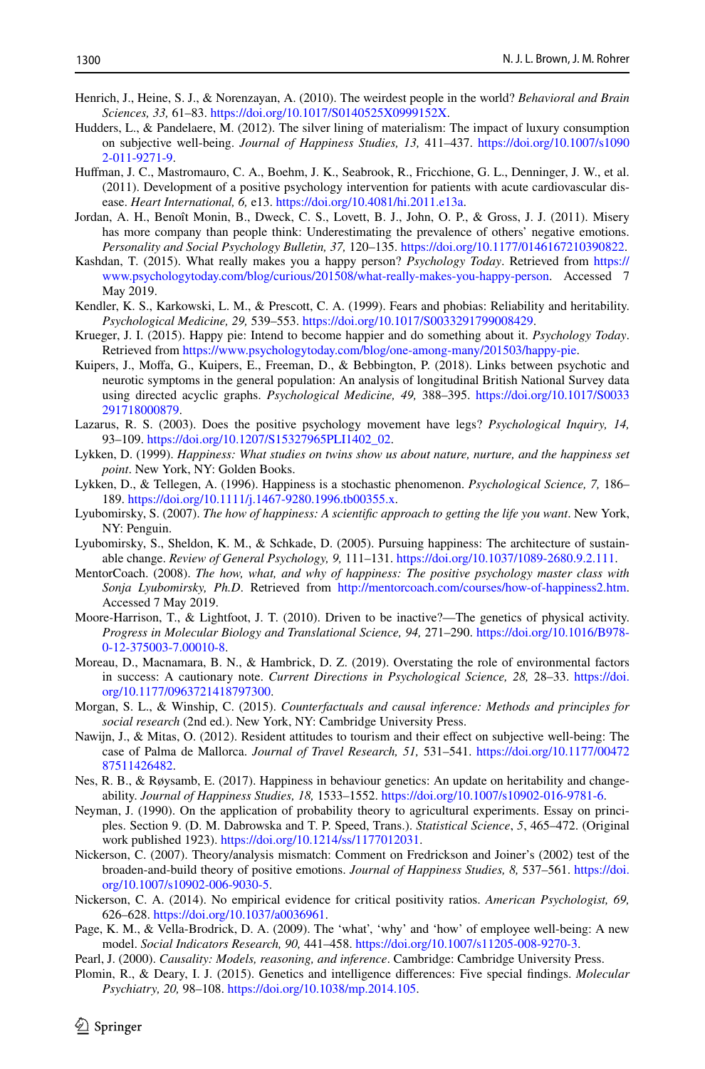Henrich, J., Heine, S. J., & Norenzayan, A. (2010). The weirdest people in the world? *Behavioral and Brain Sciences, 33,* 61–83. https://doi.org/10.1017/S0140525X0999152X.

Hudders, L., & Pandelaere, M. (2012). The silver lining of materialism: The impact of luxury consumption on subjective well-being. *Journal of Happiness Studies, 13,* 411–437. https://doi.org/10.1007/s10902-011-9271-9.

Huffman, J. C., Mastromauro, C. A., Boehm, J. K., Seabrook, R., Fricchione, G. L., Denninger, J. W., et al. (2011). Development of a positive psychology intervention for patients with acute cardiovascular disease. *Heart International, 6,* e13. https://doi.org/10.4081/hi.2011.e13a.

Jordan, A. H., Benoît Monin, B., Dweck, C. S., Lovett, B. J., John, O. P., & Gross, J. J. (2011). Misery has more company than people think: Underestimating the prevalence of others' negative emotions. *Personality and Social Psychology Bulletin, 37,* 120–135. https://doi.org/10.1177/0146167210390822.

Kashdan, T. (2015). What really makes you a happy person? *Psychology Today*. Retrieved from https://www.psychologytoday.com/blog/curious/201508/what-really-makes-you-happy-person. Accessed 7 May 2019.

Kendler, K. S., Karkowski, L. M., & Prescott, C. A. (1999). Fears and phobias: Reliability and heritability. *Psychological Medicine, 29,* 539–553. https://doi.org/10.1017/S0033291799008429.

Krueger, J. I. (2015). Happy pie: Intend to become happier and do something about it. *Psychology Today*. Retrieved from https://www.psychologytoday.com/blog/one-among-many/201503/happy-pie.

Kuipers, J., Moffa, G., Kuipers, E., Freeman, D., & Bebbington, P. (2018). Links between psychotic and neurotic symptoms in the general population: An analysis of longitudinal British National Survey data using directed acyclic graphs. *Psychological Medicine, 49,* 388–395. https://doi.org/10.1017/S0033291718000879.

Lazarus, R. S. (2003). Does the positive psychology movement have legs? *Psychological Inquiry, 14,* 93–109. https://doi.org/10.1207/S15327965PLI1402_02.

Lykken, D. (1999). *Happiness: What studies on twins show us about nature, nurture, and the happiness set point*. New York, NY: Golden Books.

Lykken, D., & Tellegen, A. (1996). Happiness is a stochastic phenomenon. *Psychological Science, 7,* 186–189. https://doi.org/10.1111/j.1467-9280.1996.tb00355.x.

Lyubomirsky, S. (2007). *The how of happiness: A scientific approach to getting the life you want*. New York, NY: Penguin.

Lyubomirsky, S., Sheldon, K. M., & Schkade, D. (2005). Pursuing happiness: The architecture of sustainable change. *Review of General Psychology, 9,* 111–131. https://doi.org/10.1037/1089-2680.9.2.111.

MentorCoach. (2008). *The how, what, and why of happiness: The positive psychology master class with Sonja Lyubomirsky, Ph.D*. Retrieved from http://mentorcoach.com/courses/how-of-happiness2.htm. Accessed 7 May 2019.

Moore-Harrison, T., & Lightfoot, J. T. (2010). Driven to be inactive?—The genetics of physical activity. *Progress in Molecular Biology and Translational Science, 94,* 271–290. https://doi.org/10.1016/B978-0-12-375003-7.00010-8.

Moreau, D., Macnamara, B. N., & Hambrick, D. Z. (2019). Overstating the role of environmental factors in success: A cautionary note. *Current Directions in Psychological Science, 28,* 28–33. https://doi.org/10.1177/0963721418797300.

Morgan, S. L., & Winship, C. (2015). *Counterfactuals and causal inference: Methods and principles for social research* (2nd ed.). New York, NY: Cambridge University Press.

Nawijn, J., & Mitas, O. (2012). Resident attitudes to tourism and their effect on subjective well-being: The case of Palma de Mallorca. *Journal of Travel Research, 51,* 531–541. https://doi.org/10.1177/0047287511426482.

Nes, R. B., & Røysamb, E. (2017). Happiness in behaviour genetics: An update on heritability and changeability. *Journal of Happiness Studies, 18,* 1533–1552. https://doi.org/10.1007/s10902-016-9781-6.

Neyman, J. (1990). On the application of probability theory to agricultural experiments. Essay on principles. Section 9. (D. M. Dabrowska and T. P. Speed, Trans.). *Statistical Science*, *5*, 465–472. (Original work published 1923). https://doi.org/10.1214/ss/1177012031.

Nickerson, C. (2007). Theory/analysis mismatch: Comment on Fredrickson and Joiner's (2002) test of the broaden-and-build theory of positive emotions. *Journal of Happiness Studies, 8,* 537–561. https://doi.org/10.1007/s10902-006-9030-5.

Nickerson, C. A. (2014). No empirical evidence for critical positivity ratios. *American Psychologist, 69,* 626–628. https://doi.org/10.1037/a0036961.

Page, K. M., & Vella-Brodrick, D. A. (2009). The 'what', 'why' and 'how' of employee well-being: A new model. *Social Indicators Research, 90,* 441–458. https://doi.org/10.1007/s11205-008-9270-3.

Pearl, J. (2000). *Causality: Models, reasoning, and inference*. Cambridge: Cambridge University Press.

Plomin, R., & Deary, I. J. (2015). Genetics and intelligence differences: Five special findings. *Molecular Psychiatry, 20,* 98–108. https://doi.org/10.1038/mp.2014.105.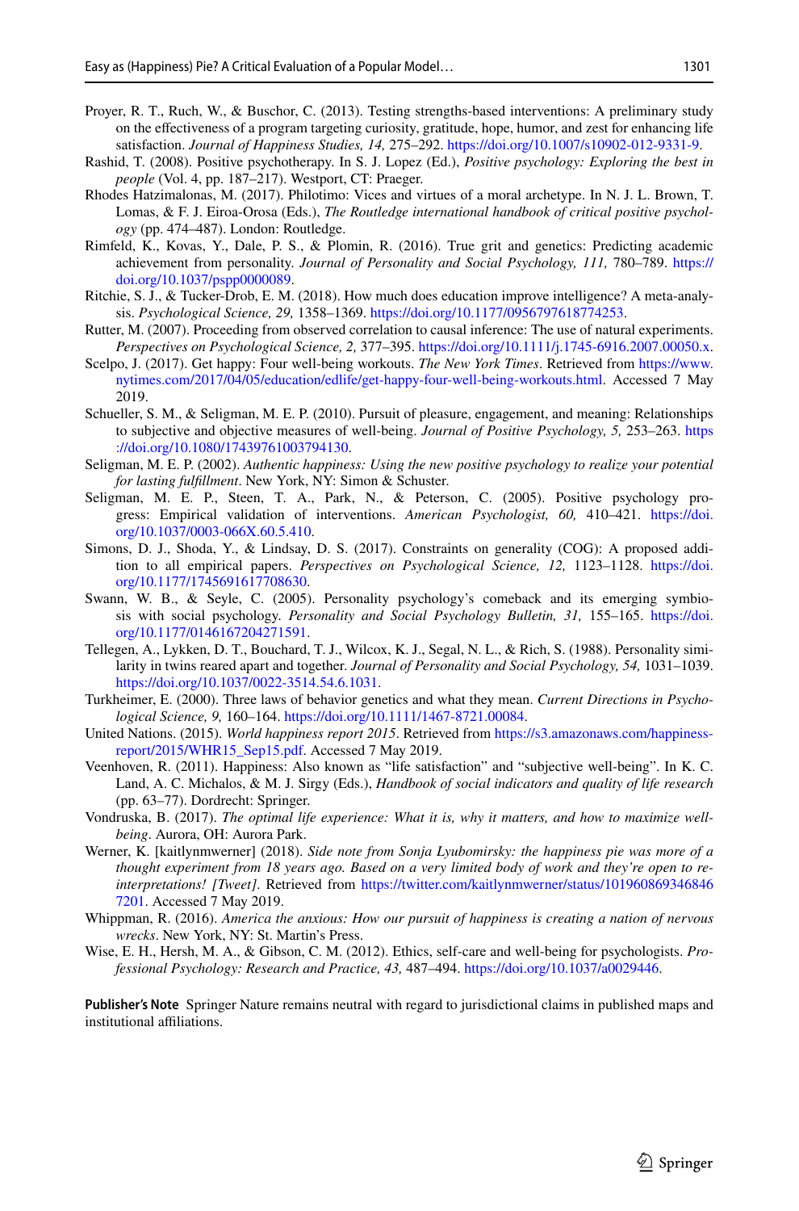Proyer, R. T., Ruch, W., & Buschor, C. (2013). Testing strengths-based interventions: A preliminary study on the effectiveness of a program targeting curiosity, gratitude, hope, humor, and zest for enhancing life satisfaction. *Journal of Happiness Studies, 14,* 275–292. https://doi.org/10.1007/s10902-012-9331-9.

Rashid, T. (2008). Positive psychotherapy. In S. J. Lopez (Ed.), *Positive psychology: Exploring the best in people* (Vol. 4, pp. 187–217). Westport, CT: Praeger.

Rhodes Hatzimalonas, M. (2017). Philotimo: Vices and virtues of a moral archetype. In N. J. L. Brown, T. Lomas, & F. J. Eiroa-Orosa (Eds.), *The Routledge international handbook of critical positive psychology* (pp. 474–487). London: Routledge.

Rimfeld, K., Kovas, Y., Dale, P. S., & Plomin, R. (2016). True grit and genetics: Predicting academic achievement from personality. *Journal of Personality and Social Psychology, 111,* 780–789. https://doi.org/10.1037/pspp0000089.

Ritchie, S. J., & Tucker-Drob, E. M. (2018). How much does education improve intelligence? A meta-analysis. *Psychological Science, 29,* 1358–1369. https://doi.org/10.1177/0956797618774253.

Rutter, M. (2007). Proceeding from observed correlation to causal inference: The use of natural experiments. *Perspectives on Psychological Science, 2,* 377–395. https://doi.org/10.1111/j.1745-6916.2007.00050.x.

Scelpo, J. (2017). Get happy: Four well-being workouts. *The New York Times*. Retrieved from https://www.nytimes.com/2017/04/05/education/edlife/get-happy-four-well-being-workouts.html. Accessed 7 May 2019.

Schueller, S. M., & Seligman, M. E. P. (2010). Pursuit of pleasure, engagement, and meaning: Relationships to subjective and objective measures of well-being. *Journal of Positive Psychology, 5,* 253–263. https://doi.org/10.1080/17439761003794130.

Seligman, M. E. P. (2002). *Authentic happiness: Using the new positive psychology to realize your potential for lasting fulfillment*. New York, NY: Simon & Schuster.

Seligman, M. E. P., Steen, T. A., Park, N., & Peterson, C. (2005). Positive psychology progress: Empirical validation of interventions. *American Psychologist, 60,* 410–421. https://doi.org/10.1037/0003-066X.60.5.410.

Simons, D. J., Shoda, Y., & Lindsay, D. S. (2017). Constraints on generality (COG): A proposed addition to all empirical papers. *Perspectives on Psychological Science, 12,* 1123–1128. https://doi.org/10.1177/1745691617708630.

Swann, W. B., & Seyle, C. (2005). Personality psychology's comeback and its emerging symbiosis with social psychology. *Personality and Social Psychology Bulletin, 31,* 155–165. https://doi.org/10.1177/0146167204271591.

Tellegen, A., Lykken, D. T., Bouchard, T. J., Wilcox, K. J., Segal, N. L., & Rich, S. (1988). Personality similarity in twins reared apart and together. *Journal of Personality and Social Psychology, 54,* 1031–1039. https://doi.org/10.1037/0022-3514.54.6.1031.

Turkheimer, E. (2000). Three laws of behavior genetics and what they mean. *Current Directions in Psychological Science, 9,* 160–164. https://doi.org/10.1111/1467-8721.00084.

United Nations. (2015). *World happiness report 2015*. Retrieved from https://s3.amazonaws.com/happiness-report/2015/WHR15_Sep15.pdf. Accessed 7 May 2019.

Veenhoven, R. (2011). Happiness: Also known as "life satisfaction" and "subjective well-being". In K. C. Land, A. C. Michalos, & M. J. Sirgy (Eds.), *Handbook of social indicators and quality of life research* (pp. 63–77). Dordrecht: Springer.

Vondruska, B. (2017). *The optimal life experience: What it is, why it matters, and how to maximize well-being*. Aurora, OH: Aurora Park.

Werner, K. [kaitlynmwerner] (2018). *Side note from Sonja Lyubomirsky: the happiness pie was more of a thought experiment from 18 years ago. Based on a very limited body of work and they're open to re-interpretations! [Tweet]*. Retrieved from https://twitter.com/kaitlynmwerner/status/1019608693468467201. Accessed 7 May 2019.

Whippman, R. (2016). *America the anxious: How our pursuit of happiness is creating a nation of nervous wrecks*. New York, NY: St. Martin's Press.

Wise, E. H., Hersh, M. A., & Gibson, C. M. (2012). Ethics, self-care and well-being for psychologists. *Professional Psychology: Research and Practice, 43,* 487–494. https://doi.org/10.1037/a0029446.

**Publisher's Note** Springer Nature remains neutral with regard to jurisdictional claims in published maps and institutional affiliations.